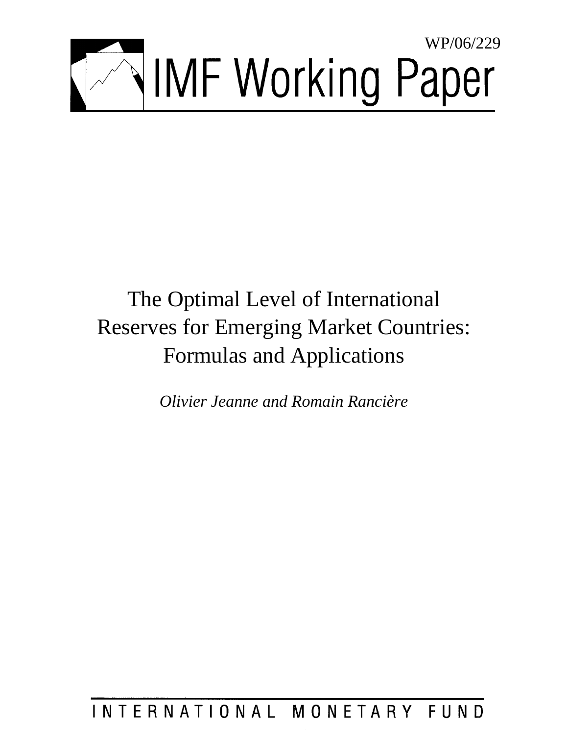WP/06/229

# IMF Working Paper

## The Optimal Level of International Reserves for Emerging Market Countries: Formulas and Applications

*Olivier Jeanne and Romain Rancière*

INTERNATIONAL MONETARY FUND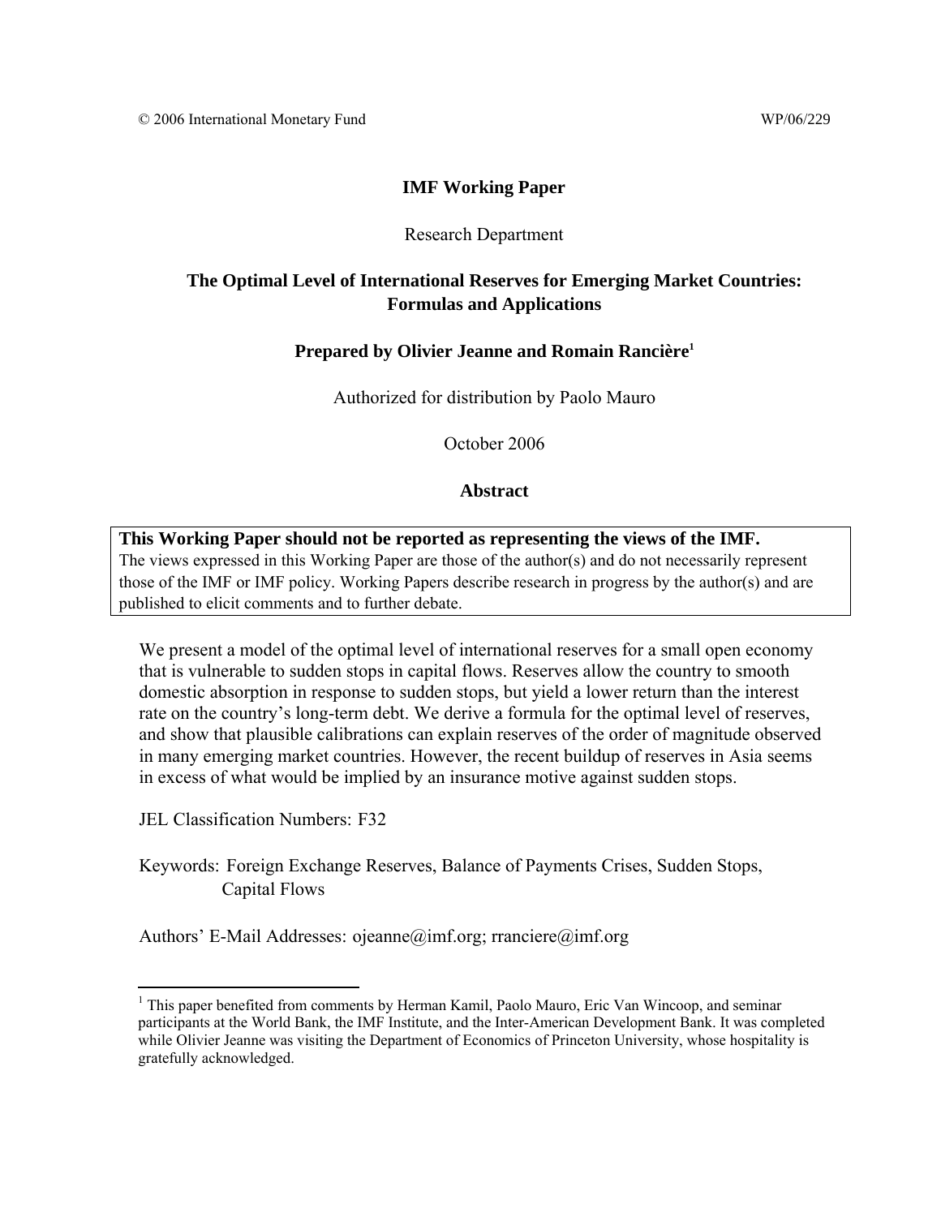© 2006 International Monetary Fund WP/06/229

# IMF Working Paper

Research Department

## The Optimal Level of International Reserves for Emerging Market Countries: Formulas and Applications

**Prepared by Olivier Jeanne and Romain Rancière[1]**

Authorized for distribution by Paolo Mauro

October 2006

### Abstract

**This Working Paper should not be reported as representing the views of the IMF.**
The views expressed in this Working Paper are those of the author(s) and do not necessarily represent those of the IMF or IMF policy. Working Papers describe research in progress by the author(s) and are published to elicit comments and to further debate.

We present a model of the optimal level of international reserves for a small open economy that is vulnerable to sudden stops in capital flows. Reserves allow the country to smooth domestic absorption in response to sudden stops, but yield a lower return than the interest rate on the country's long-term debt. We derive a formula for the optimal level of reserves, and show that plausible calibrations can explain reserves of the order of magnitude observed in many emerging market countries. However, the recent buildup of reserves in Asia seems in excess of what would be implied by an insurance motive against sudden stops.

JEL Classification Numbers: F32

Keywords: Foreign Exchange Reserves, Balance of Payments Crises, Sudden Stops, Capital Flows

Authors' E-Mail Addresses: ojeanne@imf.org; rranciere@imf.org

---

[1] This paper benefited from comments by Herman Kamil, Paolo Mauro, Eric Van Wincoop, and seminar participants at the World Bank, the IMF Institute, and the Inter-American Development Bank. It was completed while Olivier Jeanne was visiting the Department of Economics of Princeton University, whose hospitality is gratefully acknowledged.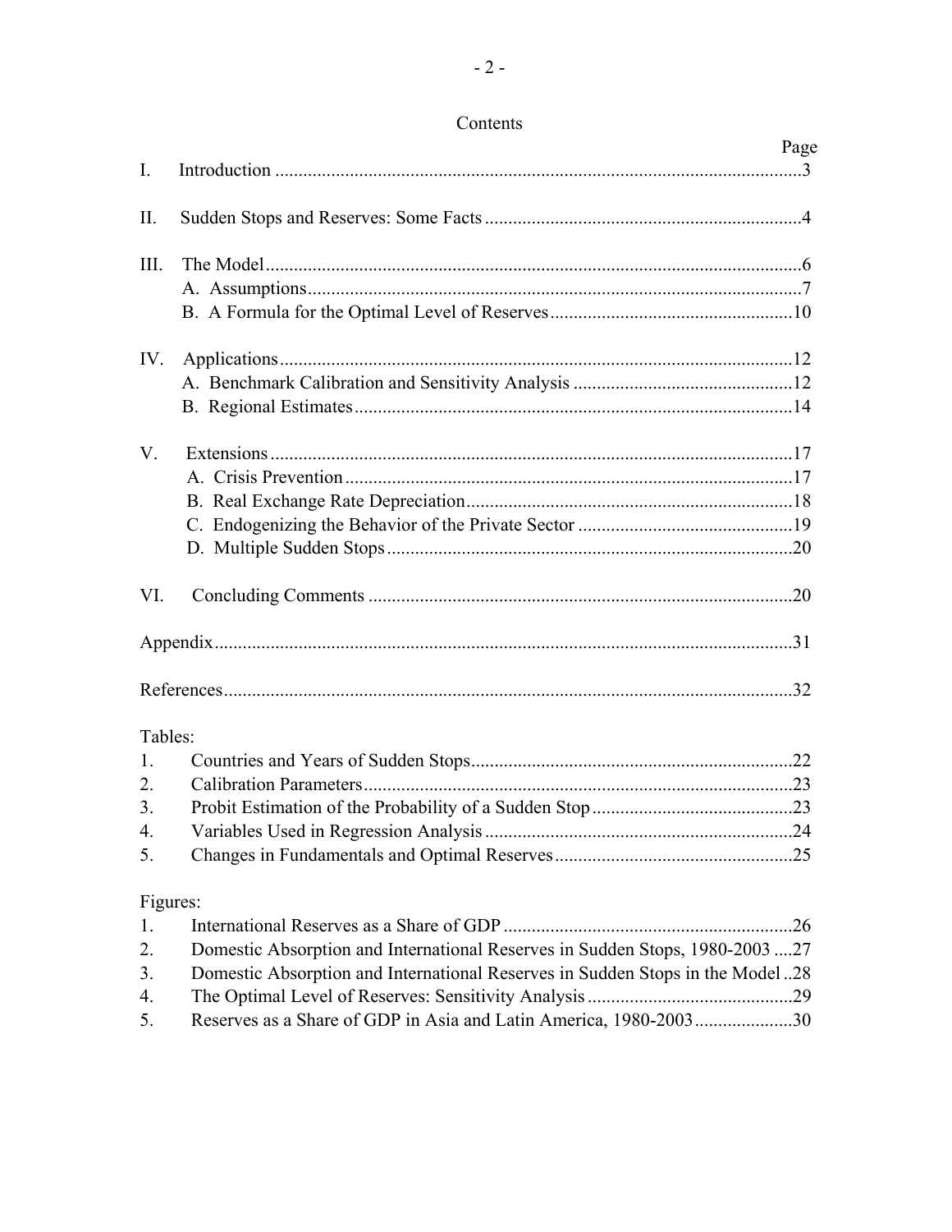# Contents

| | | Page |
|---|---|---|
| I. | Introduction | 3 |
| II. | Sudden Stops and Reserves: Some Facts | 4 |
| III. | The Model | 6 |
| | A. Assumptions | 7 |
| | B. A Formula for the Optimal Level of Reserves | 10 |
| IV. | Applications | 12 |
| | A. Benchmark Calibration and Sensitivity Analysis | 12 |
| | B. Regional Estimates | 14 |
| V. | Extensions | 17 |
| | A. Crisis Prevention | 17 |
| | B. Real Exchange Rate Depreciation | 18 |
| | C. Endogenizing the Behavior of the Private Sector | 19 |
| | D. Multiple Sudden Stops | 20 |
| VI. | Concluding Comments | 20 |
| | Appendix | 31 |
| | References | 32 |

Tables:

| | | |
|---|---|---|
| 1. | Countries and Years of Sudden Stops | 22 |
| 2. | Calibration Parameters | 23 |
| 3. | Probit Estimation of the Probability of a Sudden Stop | 23 |
| 4. | Variables Used in Regression Analysis | 24 |
| 5. | Changes in Fundamentals and Optimal Reserves | 25 |

Figures:

| | | |
|---|---|---|
| 1. | International Reserves as a Share of GDP | 26 |
| 2. | Domestic Absorption and International Reserves in Sudden Stops, 1980-2003 | 27 |
| 3. | Domestic Absorption and International Reserves in Sudden Stops in the Model | 28 |
| 4. | The Optimal Level of Reserves: Sensitivity Analysis | 29 |
| 5. | Reserves as a Share of GDP in Asia and Latin America, 1980-2003 | 30 |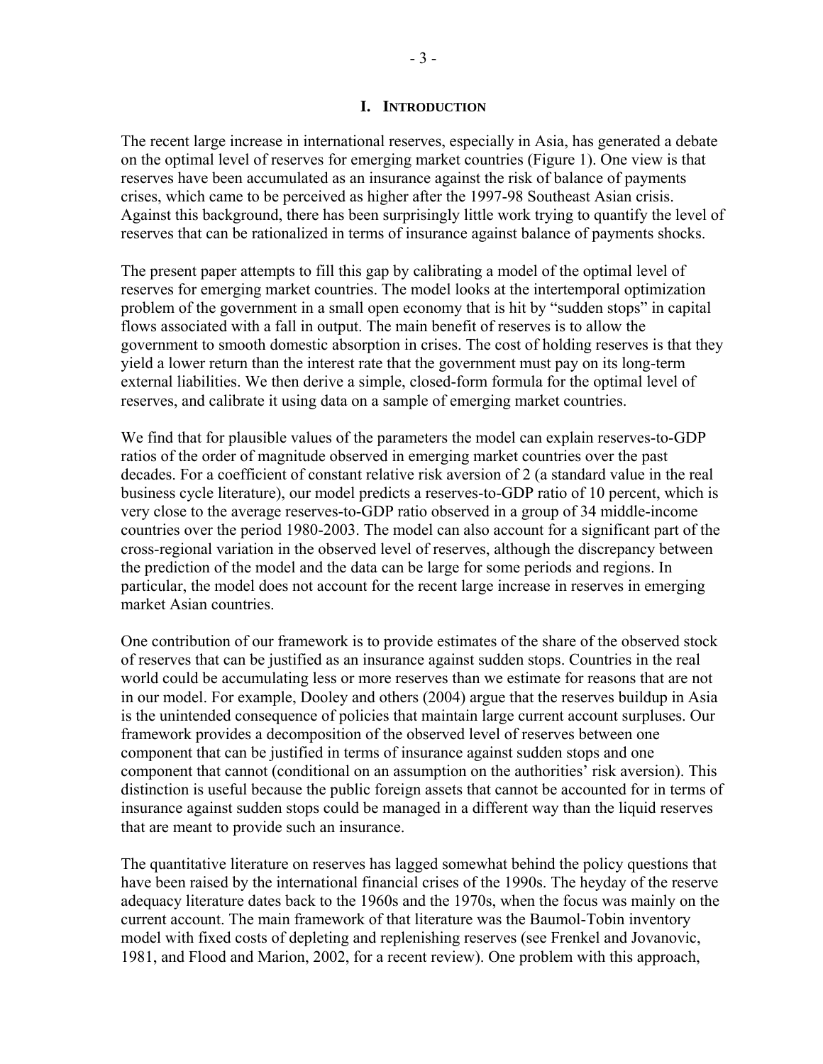# I. INTRODUCTION

The recent large increase in international reserves, especially in Asia, has generated a debate on the optimal level of reserves for emerging market countries (Figure 1). One view is that reserves have been accumulated as an insurance against the risk of balance of payments crises, which came to be perceived as higher after the 1997-98 Southeast Asian crisis. Against this background, there has been surprisingly little work trying to quantify the level of reserves that can be rationalized in terms of insurance against balance of payments shocks.

The present paper attempts to fill this gap by calibrating a model of the optimal level of reserves for emerging market countries. The model looks at the intertemporal optimization problem of the government in a small open economy that is hit by "sudden stops" in capital flows associated with a fall in output. The main benefit of reserves is to allow the government to smooth domestic absorption in crises. The cost of holding reserves is that they yield a lower return than the interest rate that the government must pay on its long-term external liabilities. We then derive a simple, closed-form formula for the optimal level of reserves, and calibrate it using data on a sample of emerging market countries.

We find that for plausible values of the parameters the model can explain reserves-to-GDP ratios of the order of magnitude observed in emerging market countries over the past decades. For a coefficient of constant relative risk aversion of 2 (a standard value in the real business cycle literature), our model predicts a reserves-to-GDP ratio of 10 percent, which is very close to the average reserves-to-GDP ratio observed in a group of 34 middle-income countries over the period 1980-2003. The model can also account for a significant part of the cross-regional variation in the observed level of reserves, although the discrepancy between the prediction of the model and the data can be large for some periods and regions. In particular, the model does not account for the recent large increase in reserves in emerging market Asian countries.

One contribution of our framework is to provide estimates of the share of the observed stock of reserves that can be justified as an insurance against sudden stops. Countries in the real world could be accumulating less or more reserves than we estimate for reasons that are not in our model. For example, Dooley and others (2004) argue that the reserves buildup in Asia is the unintended consequence of policies that maintain large current account surpluses. Our framework provides a decomposition of the observed level of reserves between one component that can be justified in terms of insurance against sudden stops and one component that cannot (conditional on an assumption on the authorities' risk aversion). This distinction is useful because the public foreign assets that cannot be accounted for in terms of insurance against sudden stops could be managed in a different way than the liquid reserves that are meant to provide such an insurance.

The quantitative literature on reserves has lagged somewhat behind the policy questions that have been raised by the international financial crises of the 1990s. The heyday of the reserve adequacy literature dates back to the 1960s and the 1970s, when the focus was mainly on the current account. The main framework of that literature was the Baumol-Tobin inventory model with fixed costs of depleting and replenishing reserves (see Frenkel and Jovanovic, 1981, and Flood and Marion, 2002, for a recent review). One problem with this approach,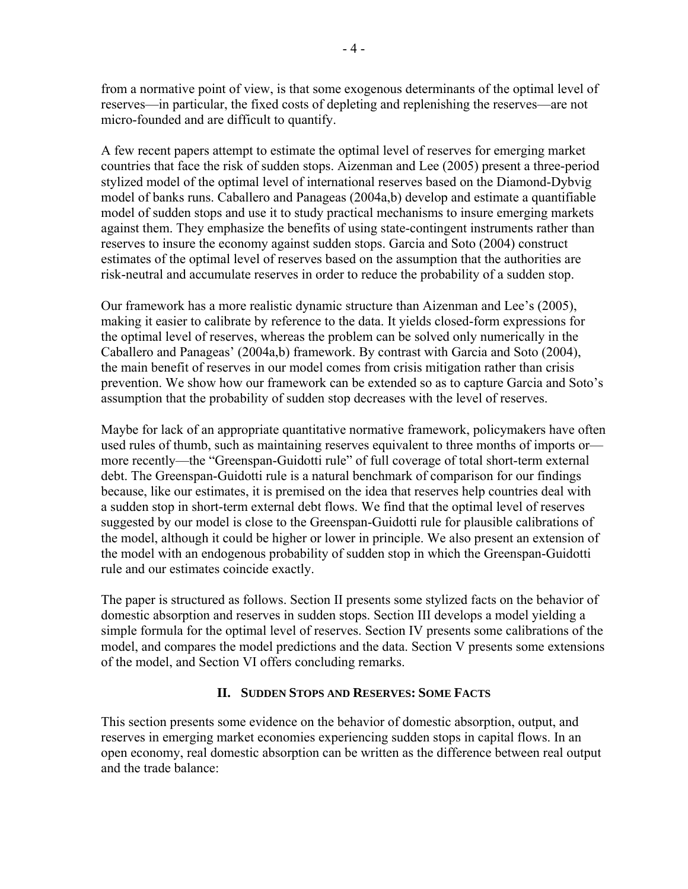from a normative point of view, is that some exogenous determinants of the optimal level of reserves—in particular, the fixed costs of depleting and replenishing the reserves—are not micro-founded and are difficult to quantify.

A few recent papers attempt to estimate the optimal level of reserves for emerging market countries that face the risk of sudden stops. Aizenman and Lee (2005) present a three-period stylized model of the optimal level of international reserves based on the Diamond-Dybvig model of banks runs. Caballero and Panageas (2004a,b) develop and estimate a quantifiable model of sudden stops and use it to study practical mechanisms to insure emerging markets against them. They emphasize the benefits of using state-contingent instruments rather than reserves to insure the economy against sudden stops. Garcia and Soto (2004) construct estimates of the optimal level of reserves based on the assumption that the authorities are risk-neutral and accumulate reserves in order to reduce the probability of a sudden stop.

Our framework has a more realistic dynamic structure than Aizenman and Lee's (2005), making it easier to calibrate by reference to the data. It yields closed-form expressions for the optimal level of reserves, whereas the problem can be solved only numerically in the Caballero and Panageas' (2004a,b) framework. By contrast with Garcia and Soto (2004), the main benefit of reserves in our model comes from crisis mitigation rather than crisis prevention. We show how our framework can be extended so as to capture Garcia and Soto's assumption that the probability of sudden stop decreases with the level of reserves.

Maybe for lack of an appropriate quantitative normative framework, policymakers have often used rules of thumb, such as maintaining reserves equivalent to three months of imports or—more recently—the "Greenspan-Guidotti rule" of full coverage of total short-term external debt. The Greenspan-Guidotti rule is a natural benchmark of comparison for our findings because, like our estimates, it is premised on the idea that reserves help countries deal with a sudden stop in short-term external debt flows. We find that the optimal level of reserves suggested by our model is close to the Greenspan-Guidotti rule for plausible calibrations of the model, although it could be higher or lower in principle. We also present an extension of the model with an endogenous probability of sudden stop in which the Greenspan-Guidotti rule and our estimates coincide exactly.

The paper is structured as follows. Section II presents some stylized facts on the behavior of domestic absorption and reserves in sudden stops. Section III develops a model yielding a simple formula for the optimal level of reserves. Section IV presents some calibrations of the model, and compares the model predictions and the data. Section V presents some extensions of the model, and Section VI offers concluding remarks.

## II. Sudden Stops and Reserves: Some Facts

This section presents some evidence on the behavior of domestic absorption, output, and reserves in emerging market economies experiencing sudden stops in capital flows. In an open economy, real domestic absorption can be written as the difference between real output and the trade balance: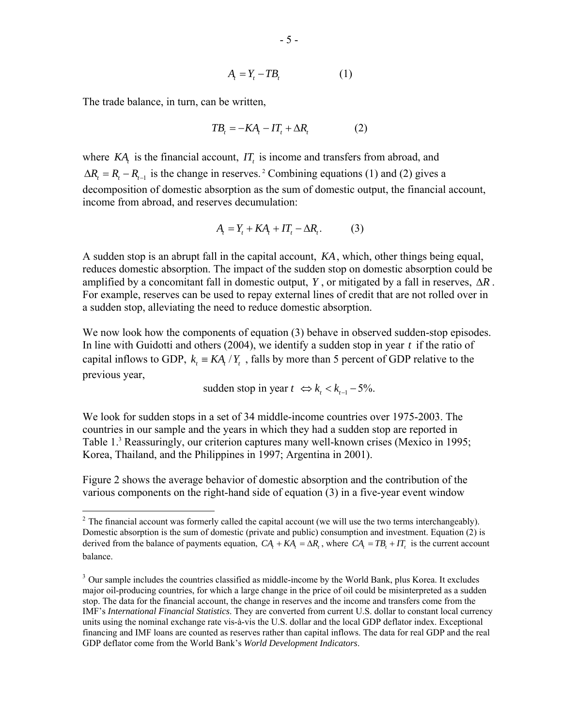$$A_t = Y_t - TB_t \qquad (1)$$

The trade balance, in turn, can be written,

$$TB_t = -KA_t - IT_t + \Delta R_t \qquad (2)$$

where $KA_t$ is the financial account, $IT_t$ is income and transfers from abroad, and $\Delta R_t = R_t - R_{t-1}$ is the change in reserves.[2] Combining equations (1) and (2) gives a decomposition of domestic absorption as the sum of domestic output, the financial account, income from abroad, and reserves decumulation:

$$A_t = Y_t + KA_t + IT_t - \Delta R_t. \qquad (3)$$

A sudden stop is an abrupt fall in the capital account, $KA$, which, other things being equal, reduces domestic absorption. The impact of the sudden stop on domestic absorption could be amplified by a concomitant fall in domestic output, $Y$, or mitigated by a fall in reserves, $\Delta R$. For example, reserves can be used to repay external lines of credit that are not rolled over in a sudden stop, alleviating the need to reduce domestic absorption.

We now look how the components of equation (3) behave in observed sudden-stop episodes. In line with Guidotti and others (2004), we identify a sudden stop in year $t$ if the ratio of capital inflows to GDP, $k_t \equiv KA_t / Y_t$, falls by more than 5 percent of GDP relative to the previous year,

$$\text{sudden stop in year } t \iff k_t < k_{t-1} - 5\%.$$

We look for sudden stops in a set of 34 middle-income countries over 1975-2003. The countries in our sample and the years in which they had a sudden stop are reported in Table 1.[3] Reassuringly, our criterion captures many well-known crises (Mexico in 1995; Korea, Thailand, and the Philippines in 1997; Argentina in 2001).

Figure 2 shows the average behavior of domestic absorption and the contribution of the various components on the right-hand side of equation (3) in a five-year event window

---

[2] The financial account was formerly called the capital account (we will use the two terms interchangeably). Domestic absorption is the sum of domestic (private and public) consumption and investment. Equation (2) is derived from the balance of payments equation, $CA_t + KA_t = \Delta R_t$, where $CA_t = TB_t + IT_t$ is the current account balance.

[3] Our sample includes the countries classified as middle-income by the World Bank, plus Korea. It excludes major oil-producing countries, for which a large change in the price of oil could be misinterpreted as a sudden stop. The data for the financial account, the change in reserves and the income and transfers come from the IMF's *International Financial Statistics*. They are converted from current U.S. dollar to constant local currency units using the nominal exchange rate vis-à-vis the U.S. dollar and the local GDP deflator index. Exceptional financing and IMF loans are counted as reserves rather than capital inflows. The data for real GDP and the real GDP deflator come from the World Bank's *World Development Indicators*.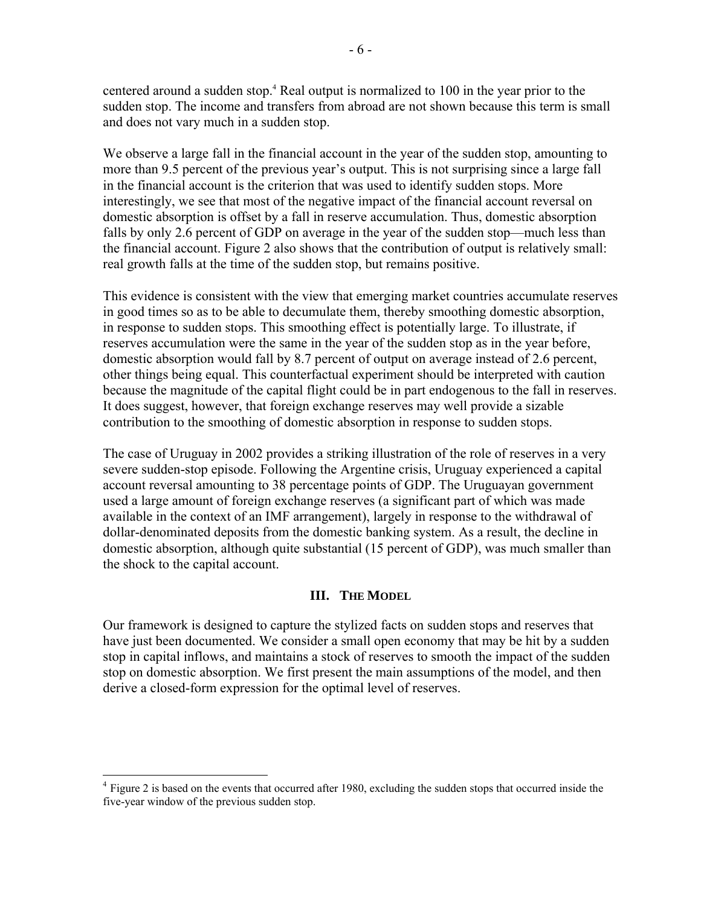centered around a sudden stop.[4] Real output is normalized to 100 in the year prior to the sudden stop. The income and transfers from abroad are not shown because this term is small and does not vary much in a sudden stop.

We observe a large fall in the financial account in the year of the sudden stop, amounting to more than 9.5 percent of the previous year's output. This is not surprising since a large fall in the financial account is the criterion that was used to identify sudden stops. More interestingly, we see that most of the negative impact of the financial account reversal on domestic absorption is offset by a fall in reserve accumulation. Thus, domestic absorption falls by only 2.6 percent of GDP on average in the year of the sudden stop—much less than the financial account. Figure 2 also shows that the contribution of output is relatively small: real growth falls at the time of the sudden stop, but remains positive.

This evidence is consistent with the view that emerging market countries accumulate reserves in good times so as to be able to decumulate them, thereby smoothing domestic absorption, in response to sudden stops. This smoothing effect is potentially large. To illustrate, if reserves accumulation were the same in the year of the sudden stop as in the year before, domestic absorption would fall by 8.7 percent of output on average instead of 2.6 percent, other things being equal. This counterfactual experiment should be interpreted with caution because the magnitude of the capital flight could be in part endogenous to the fall in reserves. It does suggest, however, that foreign exchange reserves may well provide a sizable contribution to the smoothing of domestic absorption in response to sudden stops.

The case of Uruguay in 2002 provides a striking illustration of the role of reserves in a very severe sudden-stop episode. Following the Argentine crisis, Uruguay experienced a capital account reversal amounting to 38 percentage points of GDP. The Uruguayan government used a large amount of foreign exchange reserves (a significant part of which was made available in the context of an IMF arrangement), largely in response to the withdrawal of dollar-denominated deposits from the domestic banking system. As a result, the decline in domestic absorption, although quite substantial (15 percent of GDP), was much smaller than the shock to the capital account.

## III. The Model

Our framework is designed to capture the stylized facts on sudden stops and reserves that have just been documented. We consider a small open economy that may be hit by a sudden stop in capital inflows, and maintains a stock of reserves to smooth the impact of the sudden stop on domestic absorption. We first present the main assumptions of the model, and then derive a closed-form expression for the optimal level of reserves.

[4] Figure 2 is based on the events that occurred after 1980, excluding the sudden stops that occurred inside the five-year window of the previous sudden stop.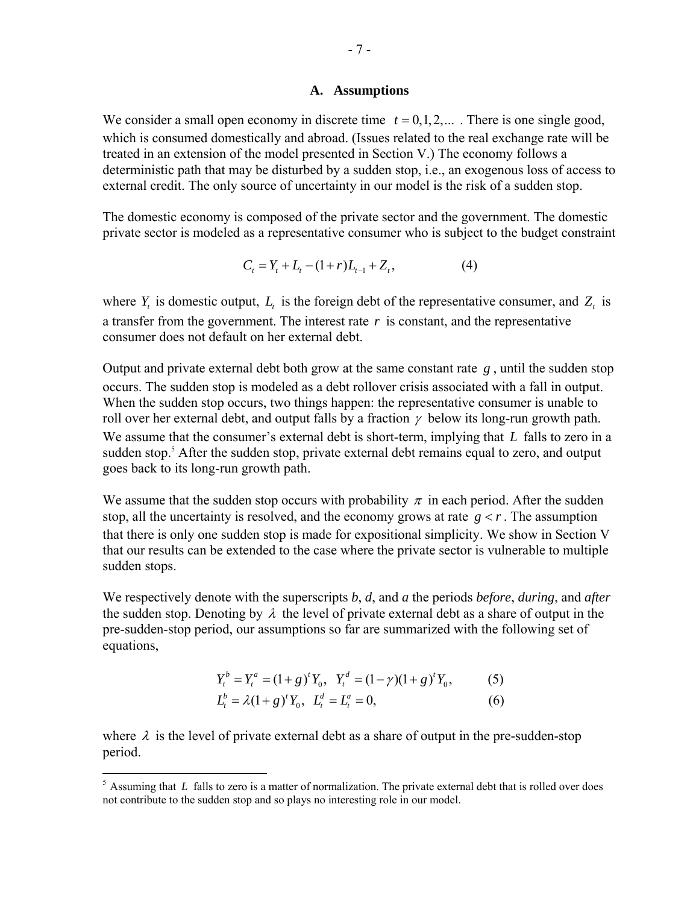### A. Assumptions

We consider a small open economy in discrete time $t = 0, 1, 2, ...$ . There is one single good, which is consumed domestically and abroad. (Issues related to the real exchange rate will be treated in an extension of the model presented in Section V.) The economy follows a deterministic path that may be disturbed by a sudden stop, i.e., an exogenous loss of access to external credit. The only source of uncertainty in our model is the risk of a sudden stop.

The domestic economy is composed of the private sector and the government. The domestic private sector is modeled as a representative consumer who is subject to the budget constraint

$$C_t = Y_t + L_t - (1+r)L_{t-1} + Z_t, \qquad (4)$$

where $Y_t$ is domestic output, $L_t$ is the foreign debt of the representative consumer, and $Z_t$ is a transfer from the government. The interest rate $r$ is constant, and the representative consumer does not default on her external debt.

Output and private external debt both grow at the same constant rate $g$, until the sudden stop occurs. The sudden stop is modeled as a debt rollover crisis associated with a fall in output. When the sudden stop occurs, two things happen: the representative consumer is unable to roll over her external debt, and output falls by a fraction $\gamma$ below its long-run growth path. We assume that the consumer's external debt is short-term, implying that $L$ falls to zero in a sudden stop.[5] After the sudden stop, private external debt remains equal to zero, and output goes back to its long-run growth path.

We assume that the sudden stop occurs with probability $\pi$ in each period. After the sudden stop, all the uncertainty is resolved, and the economy grows at rate $g < r$. The assumption that there is only one sudden stop is made for expositional simplicity. We show in Section V that our results can be extended to the case where the private sector is vulnerable to multiple sudden stops.

We respectively denote with the superscripts *b*, *d*, and *a* the periods *before*, *during*, and *after* the sudden stop. Denoting by $\lambda$ the level of private external debt as a share of output in the pre-sudden-stop period, our assumptions so far are summarized with the following set of equations,

$$Y_t^b = Y_t^a = (1+g)^t Y_0, \quad Y_t^d = (1-\gamma)(1+g)^t Y_0, \qquad (5)$$

$$L_t^b = \lambda(1+g)^t Y_0, \quad L_t^d = L_t^a = 0, \qquad (6)$$

where $\lambda$ is the level of private external debt as a share of output in the pre-sudden-stop period.

[5] Assuming that $L$ falls to zero is a matter of normalization. The private external debt that is rolled over does not contribute to the sudden stop and so plays no interesting role in our model.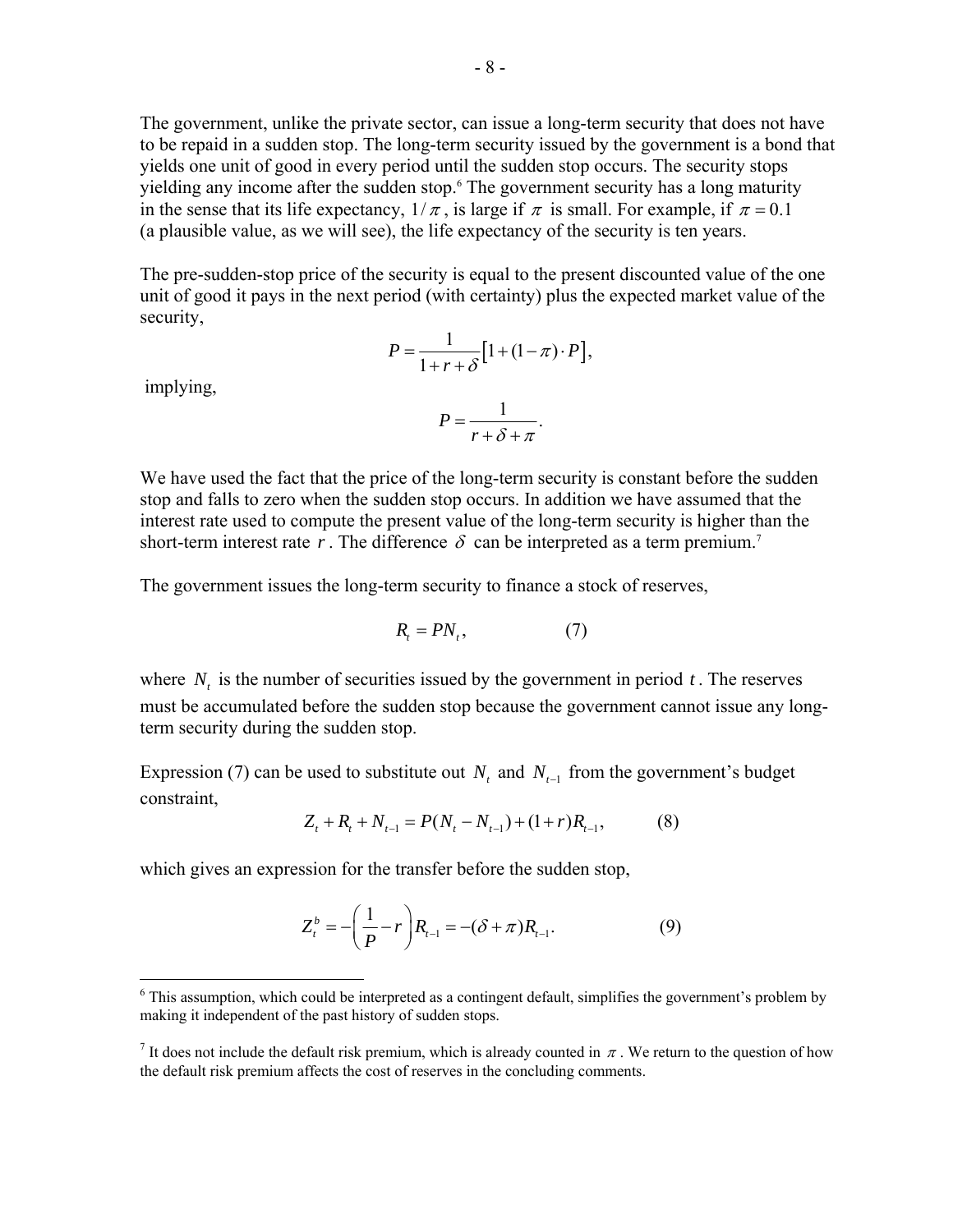The government, unlike the private sector, can issue a long-term security that does not have to be repaid in a sudden stop. The long-term security issued by the government is a bond that yields one unit of good in every period until the sudden stop occurs. The security stops yielding any income after the sudden stop.[6] The government security has a long maturity in the sense that its life expectancy, $1/\pi$, is large if $\pi$ is small. For example, if $\pi = 0.1$ (a plausible value, as we will see), the life expectancy of the security is ten years.

The pre-sudden-stop price of the security is equal to the present discounted value of the one unit of good it pays in the next period (with certainty) plus the expected market value of the security,

$$P = \frac{1}{1+r+\delta}\left[1+(1-\pi)\cdot P\right],$$

implying,

$$P = \frac{1}{r+\delta+\pi}.$$

We have used the fact that the price of the long-term security is constant before the sudden stop and falls to zero when the sudden stop occurs. In addition we have assumed that the interest rate used to compute the present value of the long-term security is higher than the short-term interest rate $r$. The difference $\delta$ can be interpreted as a term premium.[7]

The government issues the long-term security to finance a stock of reserves,

$$R_t = PN_t, \qquad (7)$$

where $N_t$ is the number of securities issued by the government in period $t$. The reserves must be accumulated before the sudden stop because the government cannot issue any long-term security during the sudden stop.

Expression (7) can be used to substitute out $N_t$ and $N_{t-1}$ from the government's budget constraint,

$$Z_t + R_t + N_{t-1} = P(N_t - N_{t-1}) + (1+r)R_{t-1}, \qquad (8)$$

which gives an expression for the transfer before the sudden stop,

$$Z_t^b = -\left(\frac{1}{P} - r\right)R_{t-1} = -(\delta+\pi)R_{t-1}. \qquad (9)$$

---

[6] This assumption, which could be interpreted as a contingent default, simplifies the government's problem by making it independent of the past history of sudden stops.

[7] It does not include the default risk premium, which is already counted in $\pi$. We return to the question of how the default risk premium affects the cost of reserves in the concluding comments.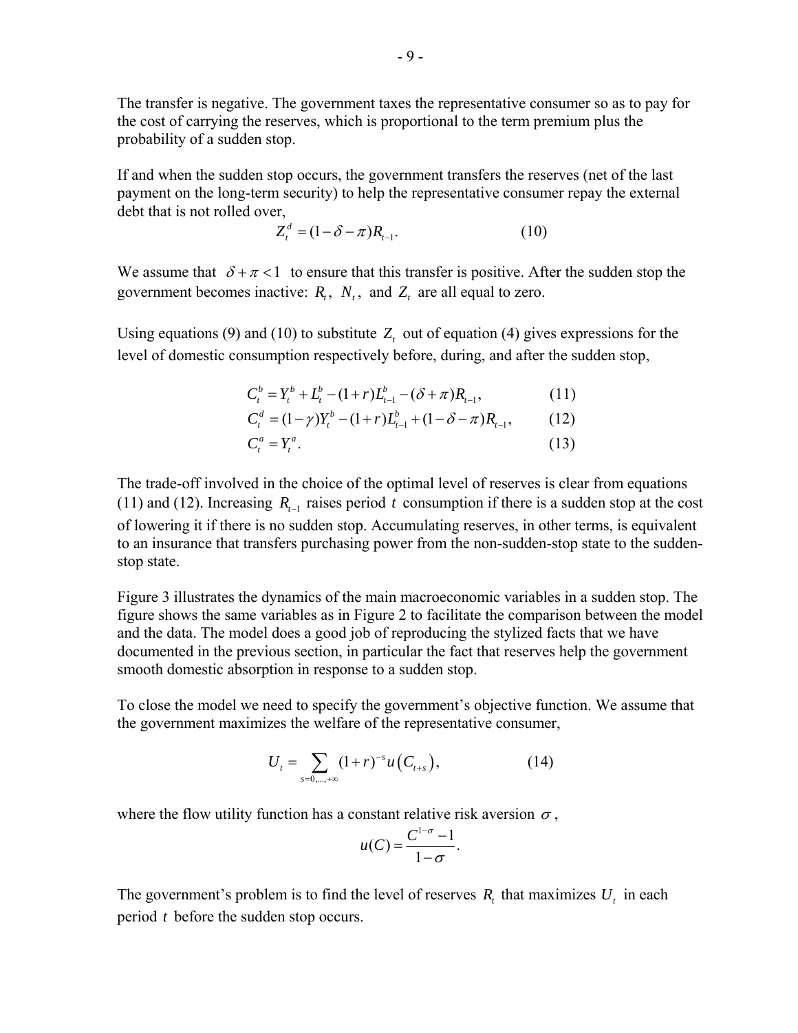The transfer is negative. The government taxes the representative consumer so as to pay for the cost of carrying the reserves, which is proportional to the term premium plus the probability of a sudden stop.

If and when the sudden stop occurs, the government transfers the reserves (net of the last payment on the long-term security) to help the representative consumer repay the external debt that is not rolled over,

$$Z_t^d = (1-\delta-\pi)R_{t-1}. \tag{10}$$

We assume that $\delta + \pi < 1$ to ensure that this transfer is positive. After the sudden stop the government becomes inactive: $R_t$, $N_t$, and $Z_t$ are all equal to zero.

Using equations (9) and (10) to substitute $Z_t$ out of equation (4) gives expressions for the level of domestic consumption respectively before, during, and after the sudden stop,

$$C_t^b = Y_t^b + L_t^b - (1+r)L_{t-1}^b - (\delta+\pi)R_{t-1}, \tag{11}$$

$$C_t^d = (1-\gamma)Y_t^b - (1+r)L_{t-1}^b + (1-\delta-\pi)R_{t-1}, \tag{12}$$

$$C_t^a = Y_t^a. \tag{13}$$

The trade-off involved in the choice of the optimal level of reserves is clear from equations (11) and (12). Increasing $R_{t-1}$ raises period $t$ consumption if there is a sudden stop at the cost of lowering it if there is no sudden stop. Accumulating reserves, in other terms, is equivalent to an insurance that transfers purchasing power from the non-sudden-stop state to the sudden-stop state.

Figure 3 illustrates the dynamics of the main macroeconomic variables in a sudden stop. The figure shows the same variables as in Figure 2 to facilitate the comparison between the model and the data. The model does a good job of reproducing the stylized facts that we have documented in the previous section, in particular the fact that reserves help the government smooth domestic absorption in response to a sudden stop.

To close the model we need to specify the government's objective function. We assume that the government maximizes the welfare of the representative consumer,

$$U_t = \sum_{s=0,\ldots,+\infty} (1+r)^{-s} u\left(C_{t+s}\right), \tag{14}$$

where the flow utility function has a constant relative risk aversion $\sigma$,

$$u(C) = \frac{C^{1-\sigma}-1}{1-\sigma}.$$

The government's problem is to find the level of reserves $R_t$ that maximizes $U_t$ in each period $t$ before the sudden stop occurs.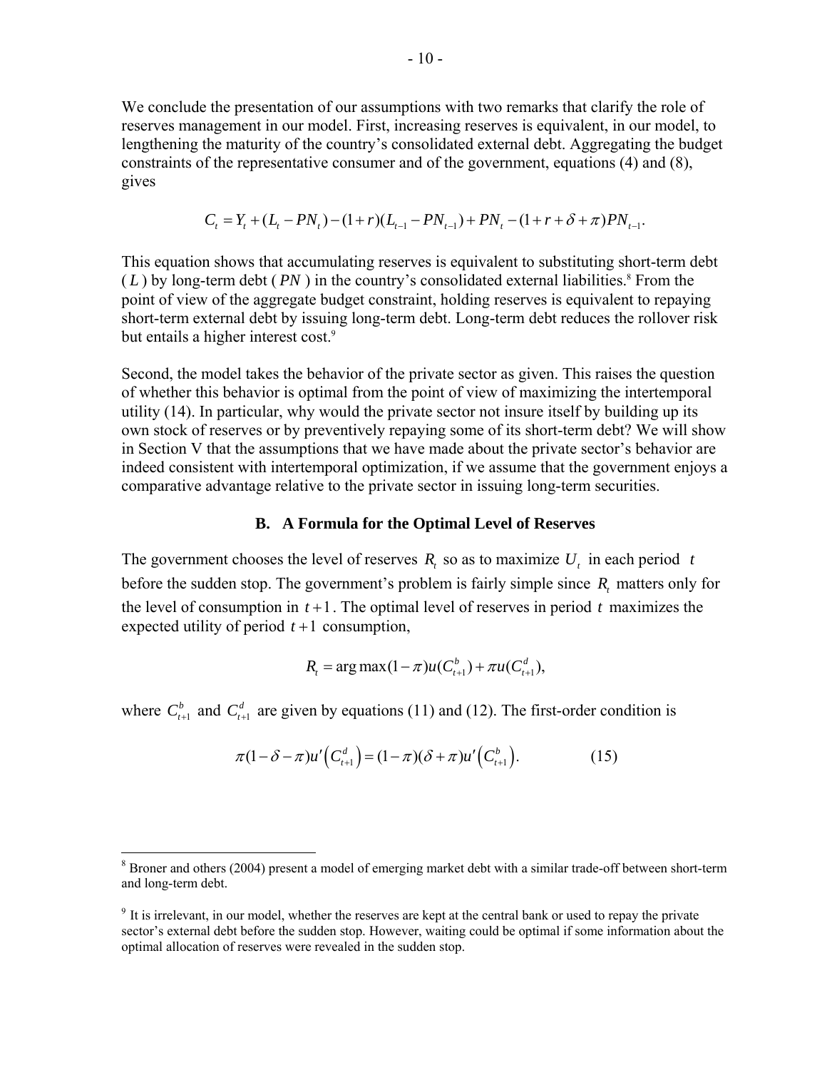We conclude the presentation of our assumptions with two remarks that clarify the role of reserves management in our model. First, increasing reserves is equivalent, in our model, to lengthening the maturity of the country's consolidated external debt. Aggregating the budget constraints of the representative consumer and of the government, equations (4) and (8), gives

$$C_t = Y_t + (L_t - PN_t) - (1+r)(L_{t-1} - PN_{t-1}) + PN_t - (1 + r + \delta + \pi)PN_{t-1}.$$

This equation shows that accumulating reserves is equivalent to substituting short-term debt ($L$) by long-term debt ($PN$) in the country's consolidated external liabilities.[8] From the point of view of the aggregate budget constraint, holding reserves is equivalent to repaying short-term external debt by issuing long-term debt. Long-term debt reduces the rollover risk but entails a higher interest cost.[9]

Second, the model takes the behavior of the private sector as given. This raises the question of whether this behavior is optimal from the point of view of maximizing the intertemporal utility (14). In particular, why would the private sector not insure itself by building up its own stock of reserves or by preventively repaying some of its short-term debt? We will show in Section V that the assumptions that we have made about the private sector's behavior are indeed consistent with intertemporal optimization, if we assume that the government enjoys a comparative advantage relative to the private sector in issuing long-term securities.

### B. A Formula for the Optimal Level of Reserves

The government chooses the level of reserves $R_t$ so as to maximize $U_t$ in each period $t$ before the sudden stop. The government's problem is fairly simple since $R_t$ matters only for the level of consumption in $t+1$. The optimal level of reserves in period $t$ maximizes the expected utility of period $t+1$ consumption,

$$R_t = \arg\max (1-\pi)u(C_{t+1}^b) + \pi u(C_{t+1}^d),$$

where $C_{t+1}^b$ and $C_{t+1}^d$ are given by equations (11) and (12). The first-order condition is

$$\pi(1 - \delta - \pi)u'\left(C_{t+1}^d\right) = (1-\pi)(\delta + \pi)u'\left(C_{t+1}^b\right). \tag{15}$$

---

[8] Broner and others (2004) present a model of emerging market debt with a similar trade-off between short-term and long-term debt.

[9] It is irrelevant, in our model, whether the reserves are kept at the central bank or used to repay the private sector's external debt before the sudden stop. However, waiting could be optimal if some information about the optimal allocation of reserves were revealed in the sudden stop.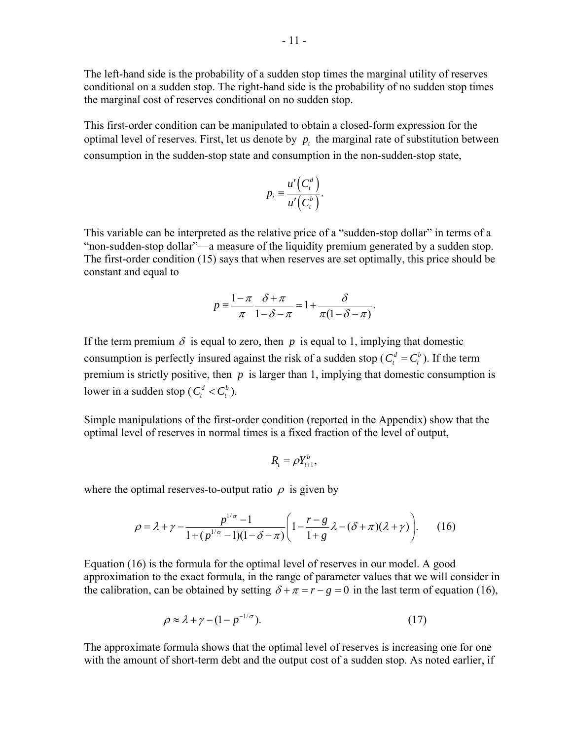The left-hand side is the probability of a sudden stop times the marginal utility of reserves conditional on a sudden stop. The right-hand side is the probability of no sudden stop times the marginal cost of reserves conditional on no sudden stop.

This first-order condition can be manipulated to obtain a closed-form expression for the optimal level of reserves. First, let us denote by $p_t$ the marginal rate of substitution between consumption in the sudden-stop state and consumption in the non-sudden-stop state,

$$p_t \equiv \frac{u'\left(C_t^d\right)}{u'\left(C_t^b\right)}.$$

This variable can be interpreted as the relative price of a "sudden-stop dollar" in terms of a "non-sudden-stop dollar"—a measure of the liquidity premium generated by a sudden stop. The first-order condition (15) says that when reserves are set optimally, this price should be constant and equal to

$$p \equiv \frac{1-\pi}{\pi}\frac{\delta+\pi}{1-\delta-\pi} = 1+\frac{\delta}{\pi(1-\delta-\pi)}.$$

If the term premium $\delta$ is equal to zero, then $p$ is equal to 1, implying that domestic consumption is perfectly insured against the risk of a sudden stop ($C_t^d = C_t^b$). If the term premium is strictly positive, then $p$ is larger than 1, implying that domestic consumption is lower in a sudden stop ($C_t^d < C_t^b$).

Simple manipulations of the first-order condition (reported in the Appendix) show that the optimal level of reserves in normal times is a fixed fraction of the level of output,

$$R_t = \rho Y_{t+1}^b,$$

where the optimal reserves-to-output ratio $\rho$ is given by

$$\rho = \lambda + \gamma - \frac{p^{1/\sigma}-1}{1+(p^{1/\sigma}-1)(1-\delta-\pi)}\left(1-\frac{r-g}{1+g}\lambda-(\delta+\pi)(\lambda+\gamma)\right). \qquad (16)$$

Equation (16) is the formula for the optimal level of reserves in our model. A good approximation to the exact formula, in the range of parameter values that we will consider in the calibration, can be obtained by setting $\delta+\pi = r-g = 0$ in the last term of equation (16),

$$\rho \approx \lambda + \gamma - (1-p^{-1/\sigma}). \qquad (17)$$

The approximate formula shows that the optimal level of reserves is increasing one for one with the amount of short-term debt and the output cost of a sudden stop. As noted earlier, if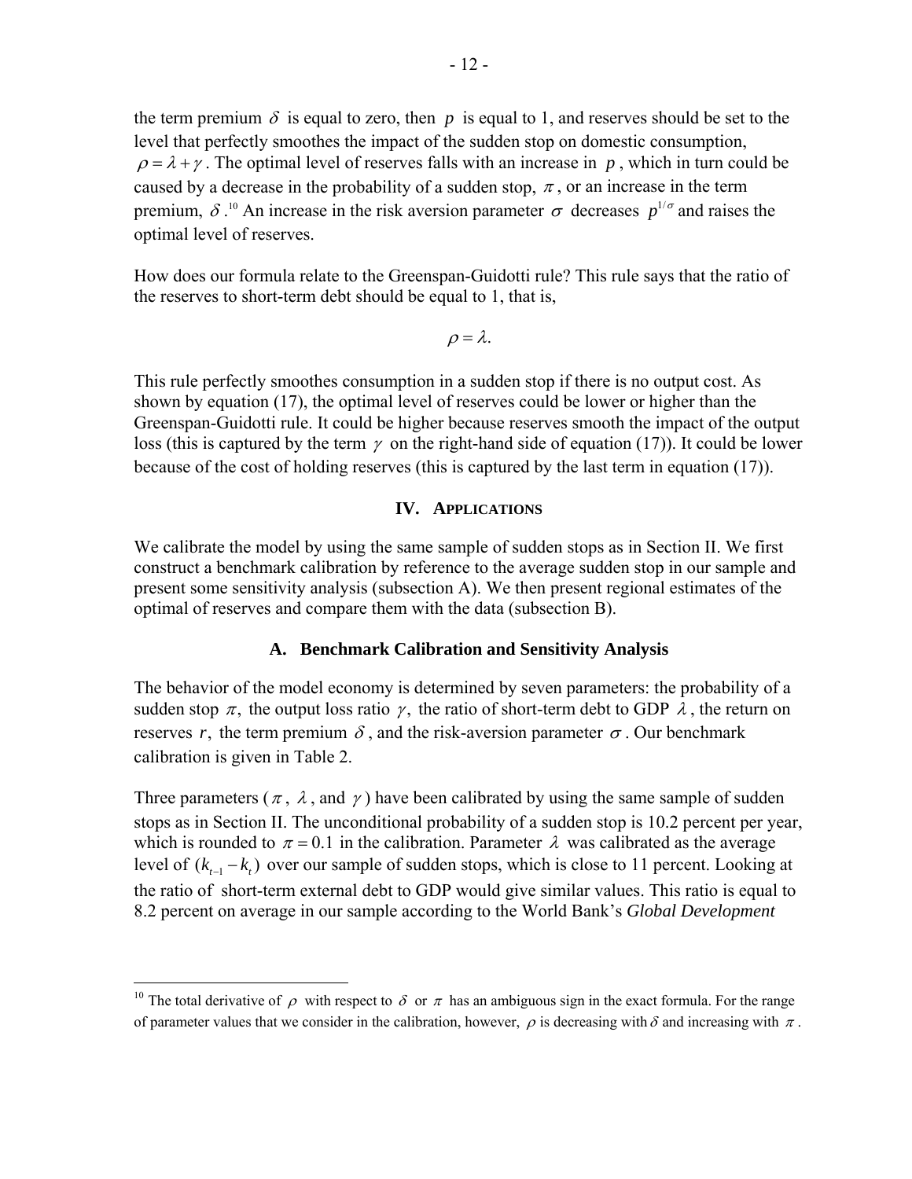the term premium $\delta$ is equal to zero, then $p$ is equal to 1, and reserves should be set to the level that perfectly smoothes the impact of the sudden stop on domestic consumption, $\rho = \lambda + \gamma$. The optimal level of reserves falls with an increase in $p$, which in turn could be caused by a decrease in the probability of a sudden stop, $\pi$, or an increase in the term premium, $\delta$.[10] An increase in the risk aversion parameter $\sigma$ decreases $p^{1/\sigma}$ and raises the optimal level of reserves.

How does our formula relate to the Greenspan-Guidotti rule? This rule says that the ratio of the reserves to short-term debt should be equal to 1, that is,

$$\rho = \lambda.$$

This rule perfectly smoothes consumption in a sudden stop if there is no output cost. As shown by equation (17), the optimal level of reserves could be lower or higher than the Greenspan-Guidotti rule. It could be higher because reserves smooth the impact of the output loss (this is captured by the term $\gamma$ on the right-hand side of equation (17)). It could be lower because of the cost of holding reserves (this is captured by the last term in equation (17)).

## IV. Applications

We calibrate the model by using the same sample of sudden stops as in Section II. We first construct a benchmark calibration by reference to the average sudden stop in our sample and present some sensitivity analysis (subsection A). We then present regional estimates of the optimal of reserves and compare them with the data (subsection B).

### A. Benchmark Calibration and Sensitivity Analysis

The behavior of the model economy is determined by seven parameters: the probability of a sudden stop $\pi$, the output loss ratio $\gamma$, the ratio of short-term debt to GDP $\lambda$, the return on reserves $r$, the term premium $\delta$, and the risk-aversion parameter $\sigma$. Our benchmark calibration is given in Table 2.

Three parameters ($\pi$, $\lambda$, and $\gamma$) have been calibrated by using the same sample of sudden stops as in Section II. The unconditional probability of a sudden stop is 10.2 percent per year, which is rounded to $\pi = 0.1$ in the calibration. Parameter $\lambda$ was calibrated as the average level of $(k_{t-1} - k_t)$ over our sample of sudden stops, which is close to 11 percent. Looking at the ratio of short-term external debt to GDP would give similar values. This ratio is equal to 8.2 percent on average in our sample according to the World Bank's *Global Development*

[10] The total derivative of $\rho$ with respect to $\delta$ or $\pi$ has an ambiguous sign in the exact formula. For the range of parameter values that we consider in the calibration, however, $\rho$ is decreasing with $\delta$ and increasing with $\pi$.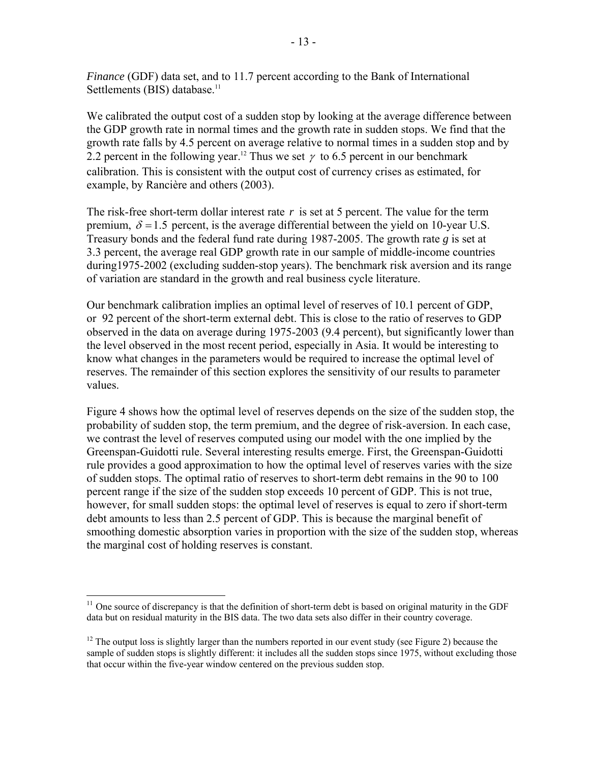*Finance* (GDF) data set, and to 11.7 percent according to the Bank of International Settlements (BIS) database.[11]

We calibrated the output cost of a sudden stop by looking at the average difference between the GDP growth rate in normal times and the growth rate in sudden stops. We find that the growth rate falls by 4.5 percent on average relative to normal times in a sudden stop and by 2.2 percent in the following year.[12] Thus we set $\gamma$ to 6.5 percent in our benchmark calibration. This is consistent with the output cost of currency crises as estimated, for example, by Rancière and others (2003).

The risk-free short-term dollar interest rate $r$ is set at 5 percent. The value for the term premium, $\delta = 1.5$ percent, is the average differential between the yield on 10-year U.S. Treasury bonds and the federal fund rate during 1987-2005. The growth rate $g$ is set at 3.3 percent, the average real GDP growth rate in our sample of middle-income countries during1975-2002 (excluding sudden-stop years). The benchmark risk aversion and its range of variation are standard in the growth and real business cycle literature.

Our benchmark calibration implies an optimal level of reserves of 10.1 percent of GDP, or 92 percent of the short-term external debt. This is close to the ratio of reserves to GDP observed in the data on average during 1975-2003 (9.4 percent), but significantly lower than the level observed in the most recent period, especially in Asia. It would be interesting to know what changes in the parameters would be required to increase the optimal level of reserves. The remainder of this section explores the sensitivity of our results to parameter values.

Figure 4 shows how the optimal level of reserves depends on the size of the sudden stop, the probability of sudden stop, the term premium, and the degree of risk-aversion. In each case, we contrast the level of reserves computed using our model with the one implied by the Greenspan-Guidotti rule. Several interesting results emerge. First, the Greenspan-Guidotti rule provides a good approximation to how the optimal level of reserves varies with the size of sudden stops. The optimal ratio of reserves to short-term debt remains in the 90 to 100 percent range if the size of the sudden stop exceeds 10 percent of GDP. This is not true, however, for small sudden stops: the optimal level of reserves is equal to zero if short-term debt amounts to less than 2.5 percent of GDP. This is because the marginal benefit of smoothing domestic absorption varies in proportion with the size of the sudden stop, whereas the marginal cost of holding reserves is constant.

---

[11] One source of discrepancy is that the definition of short-term debt is based on original maturity in the GDF data but on residual maturity in the BIS data. The two data sets also differ in their country coverage.

[12] The output loss is slightly larger than the numbers reported in our event study (see Figure 2) because the sample of sudden stops is slightly different: it includes all the sudden stops since 1975, without excluding those that occur within the five-year window centered on the previous sudden stop.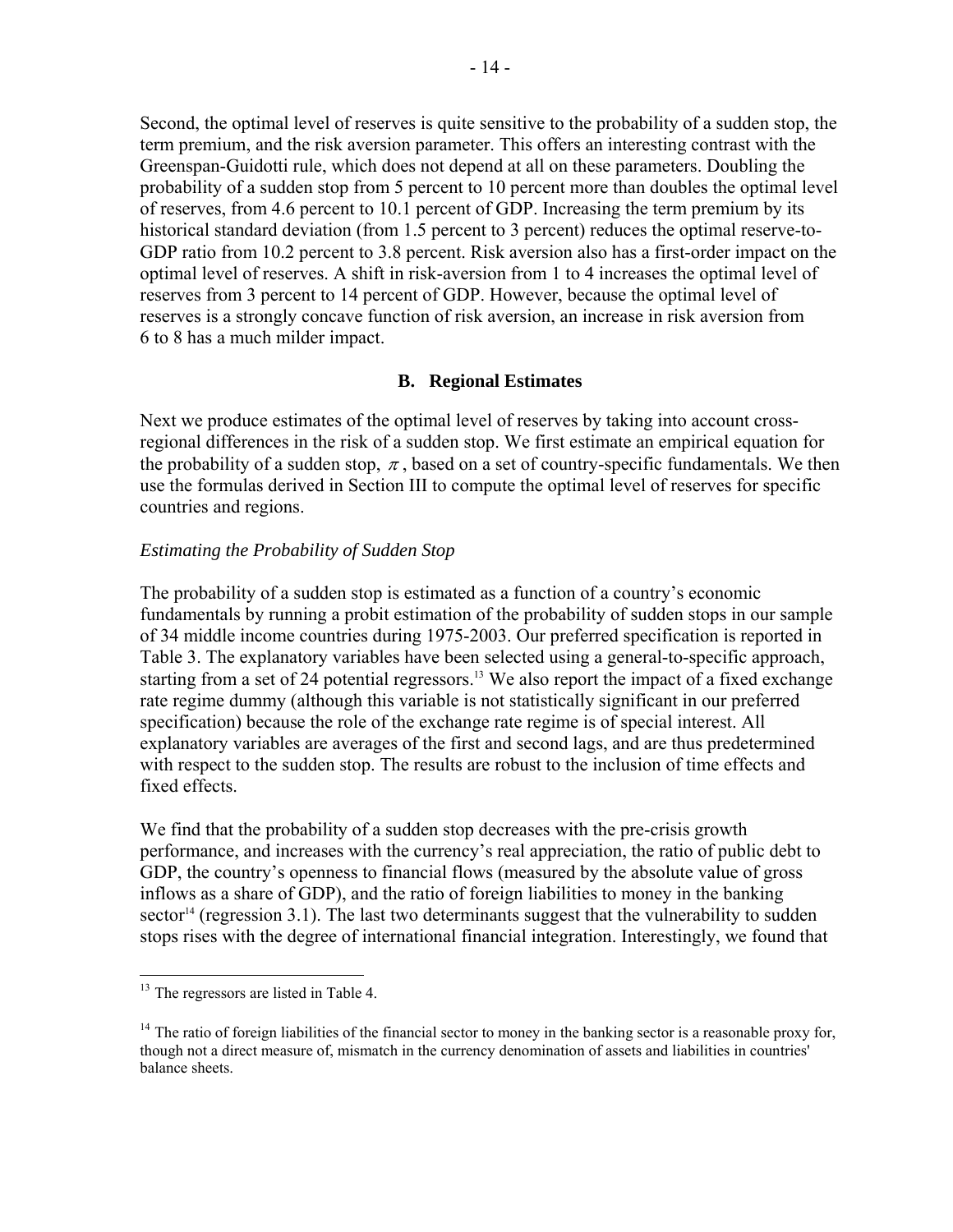Second, the optimal level of reserves is quite sensitive to the probability of a sudden stop, the term premium, and the risk aversion parameter. This offers an interesting contrast with the Greenspan-Guidotti rule, which does not depend at all on these parameters. Doubling the probability of a sudden stop from 5 percent to 10 percent more than doubles the optimal level of reserves, from 4.6 percent to 10.1 percent of GDP. Increasing the term premium by its historical standard deviation (from 1.5 percent to 3 percent) reduces the optimal reserve-to-GDP ratio from 10.2 percent to 3.8 percent. Risk aversion also has a first-order impact on the optimal level of reserves. A shift in risk-aversion from 1 to 4 increases the optimal level of reserves from 3 percent to 14 percent of GDP. However, because the optimal level of reserves is a strongly concave function of risk aversion, an increase in risk aversion from 6 to 8 has a much milder impact.

## B. Regional Estimates

Next we produce estimates of the optimal level of reserves by taking into account cross-regional differences in the risk of a sudden stop. We first estimate an empirical equation for the probability of a sudden stop, $\pi$, based on a set of country-specific fundamentals. We then use the formulas derived in Section III to compute the optimal level of reserves for specific countries and regions.

*Estimating the Probability of Sudden Stop*

The probability of a sudden stop is estimated as a function of a country's economic fundamentals by running a probit estimation of the probability of sudden stops in our sample of 34 middle income countries during 1975-2003. Our preferred specification is reported in Table 3. The explanatory variables have been selected using a general-to-specific approach, starting from a set of 24 potential regressors.[13] We also report the impact of a fixed exchange rate regime dummy (although this variable is not statistically significant in our preferred specification) because the role of the exchange rate regime is of special interest. All explanatory variables are averages of the first and second lags, and are thus predetermined with respect to the sudden stop. The results are robust to the inclusion of time effects and fixed effects.

We find that the probability of a sudden stop decreases with the pre-crisis growth performance, and increases with the currency's real appreciation, the ratio of public debt to GDP, the country's openness to financial flows (measured by the absolute value of gross inflows as a share of GDP), and the ratio of foreign liabilities to money in the banking sector[14] (regression 3.1). The last two determinants suggest that the vulnerability to sudden stops rises with the degree of international financial integration. Interestingly, we found that

---

[13] The regressors are listed in Table 4.

[14] The ratio of foreign liabilities of the financial sector to money in the banking sector is a reasonable proxy for, though not a direct measure of, mismatch in the currency denomination of assets and liabilities in countries' balance sheets.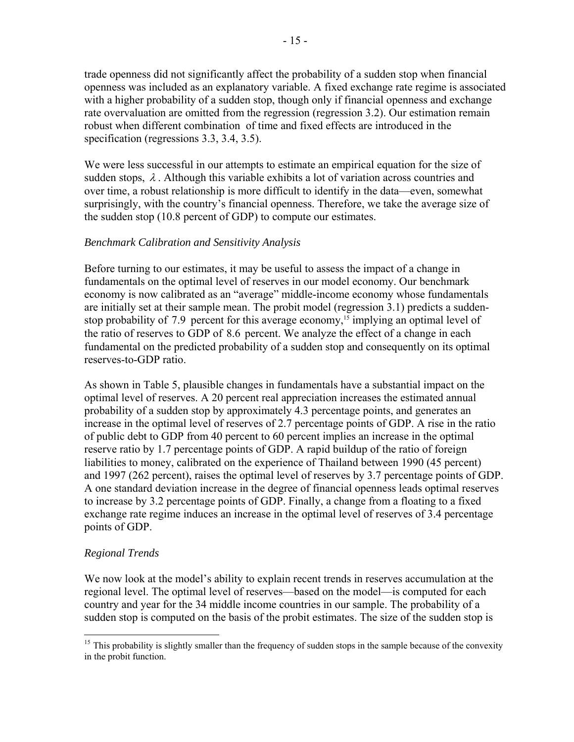trade openness did not significantly affect the probability of a sudden stop when financial openness was included as an explanatory variable. A fixed exchange rate regime is associated with a higher probability of a sudden stop, though only if financial openness and exchange rate overvaluation are omitted from the regression (regression 3.2). Our estimation remain robust when different combination of time and fixed effects are introduced in the specification (regressions 3.3, 3.4, 3.5).

We were less successful in our attempts to estimate an empirical equation for the size of sudden stops, $\lambda$. Although this variable exhibits a lot of variation across countries and over time, a robust relationship is more difficult to identify in the data—even, somewhat surprisingly, with the country's financial openness. Therefore, we take the average size of the sudden stop (10.8 percent of GDP) to compute our estimates.

### *Benchmark Calibration and Sensitivity Analysis*

Before turning to our estimates, it may be useful to assess the impact of a change in fundamentals on the optimal level of reserves in our model economy. Our benchmark economy is now calibrated as an "average" middle-income economy whose fundamentals are initially set at their sample mean. The probit model (regression 3.1) predicts a sudden-stop probability of 7.9 percent for this average economy,[15] implying an optimal level of the ratio of reserves to GDP of 8.6 percent. We analyze the effect of a change in each fundamental on the predicted probability of a sudden stop and consequently on its optimal reserves-to-GDP ratio.

As shown in Table 5, plausible changes in fundamentals have a substantial impact on the optimal level of reserves. A 20 percent real appreciation increases the estimated annual probability of a sudden stop by approximately 4.3 percentage points, and generates an increase in the optimal level of reserves of 2.7 percentage points of GDP. A rise in the ratio of public debt to GDP from 40 percent to 60 percent implies an increase in the optimal reserve ratio by 1.7 percentage points of GDP. A rapid buildup of the ratio of foreign liabilities to money, calibrated on the experience of Thailand between 1990 (45 percent) and 1997 (262 percent), raises the optimal level of reserves by 3.7 percentage points of GDP. A one standard deviation increase in the degree of financial openness leads optimal reserves to increase by 3.2 percentage points of GDP. Finally, a change from a floating to a fixed exchange rate regime induces an increase in the optimal level of reserves of 3.4 percentage points of GDP.

### *Regional Trends*

We now look at the model's ability to explain recent trends in reserves accumulation at the regional level. The optimal level of reserves—based on the model—is computed for each country and year for the 34 middle income countries in our sample. The probability of a sudden stop is computed on the basis of the probit estimates. The size of the sudden stop is

---

[15] This probability is slightly smaller than the frequency of sudden stops in the sample because of the convexity in the probit function.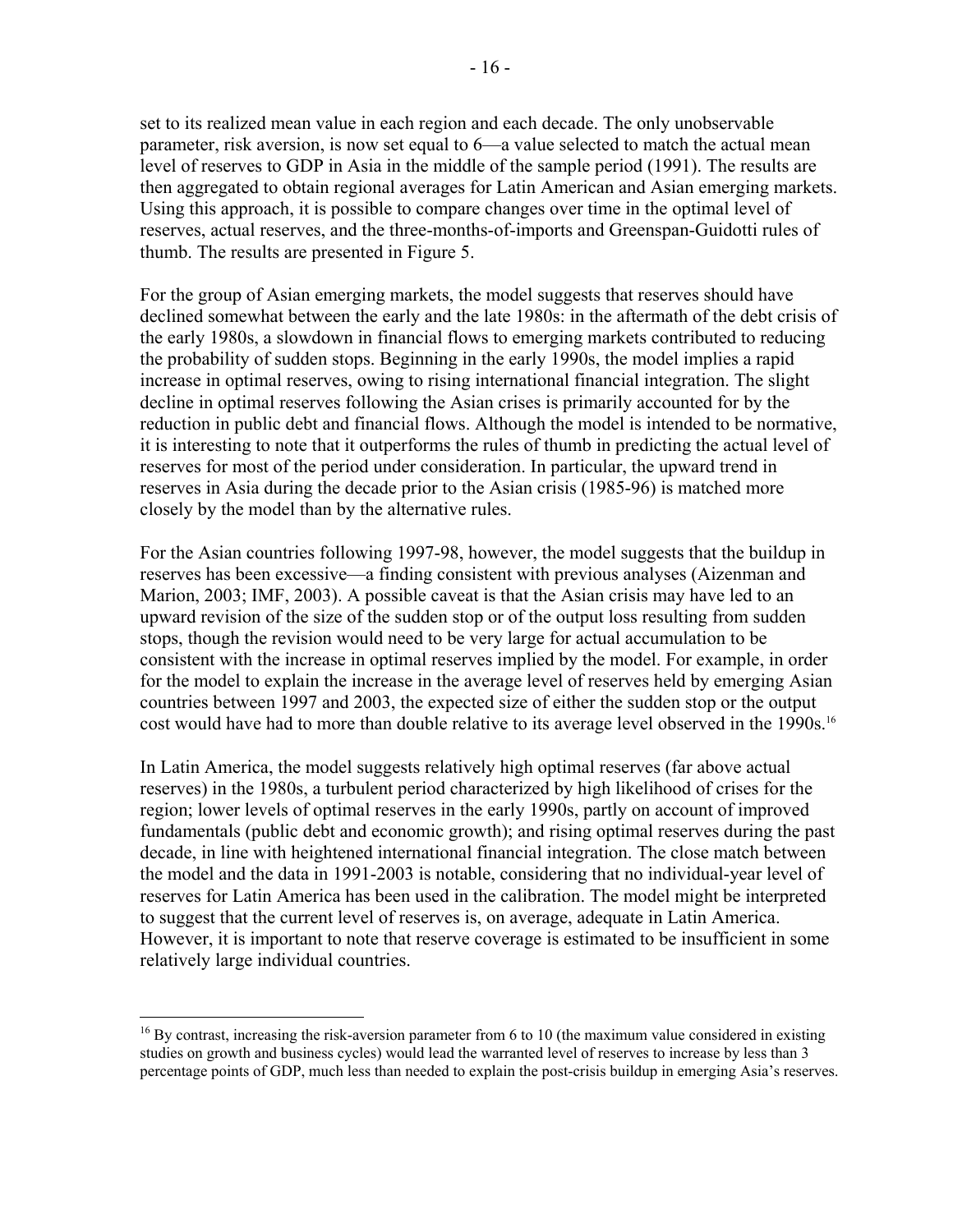set to its realized mean value in each region and each decade. The only unobservable parameter, risk aversion, is now set equal to 6—a value selected to match the actual mean level of reserves to GDP in Asia in the middle of the sample period (1991). The results are then aggregated to obtain regional averages for Latin American and Asian emerging markets. Using this approach, it is possible to compare changes over time in the optimal level of reserves, actual reserves, and the three-months-of-imports and Greenspan-Guidotti rules of thumb. The results are presented in Figure 5.

For the group of Asian emerging markets, the model suggests that reserves should have declined somewhat between the early and the late 1980s: in the aftermath of the debt crisis of the early 1980s, a slowdown in financial flows to emerging markets contributed to reducing the probability of sudden stops. Beginning in the early 1990s, the model implies a rapid increase in optimal reserves, owing to rising international financial integration. The slight decline in optimal reserves following the Asian crises is primarily accounted for by the reduction in public debt and financial flows. Although the model is intended to be normative, it is interesting to note that it outperforms the rules of thumb in predicting the actual level of reserves for most of the period under consideration. In particular, the upward trend in reserves in Asia during the decade prior to the Asian crisis (1985-96) is matched more closely by the model than by the alternative rules.

For the Asian countries following 1997-98, however, the model suggests that the buildup in reserves has been excessive—a finding consistent with previous analyses (Aizenman and Marion, 2003; IMF, 2003). A possible caveat is that the Asian crisis may have led to an upward revision of the size of the sudden stop or of the output loss resulting from sudden stops, though the revision would need to be very large for actual accumulation to be consistent with the increase in optimal reserves implied by the model. For example, in order for the model to explain the increase in the average level of reserves held by emerging Asian countries between 1997 and 2003, the expected size of either the sudden stop or the output cost would have had to more than double relative to its average level observed in the 1990s.[16]

In Latin America, the model suggests relatively high optimal reserves (far above actual reserves) in the 1980s, a turbulent period characterized by high likelihood of crises for the region; lower levels of optimal reserves in the early 1990s, partly on account of improved fundamentals (public debt and economic growth); and rising optimal reserves during the past decade, in line with heightened international financial integration. The close match between the model and the data in 1991-2003 is notable, considering that no individual-year level of reserves for Latin America has been used in the calibration. The model might be interpreted to suggest that the current level of reserves is, on average, adequate in Latin America. However, it is important to note that reserve coverage is estimated to be insufficient in some relatively large individual countries.

---

[16] By contrast, increasing the risk-aversion parameter from 6 to 10 (the maximum value considered in existing studies on growth and business cycles) would lead the warranted level of reserves to increase by less than 3 percentage points of GDP, much less than needed to explain the post-crisis buildup in emerging Asia's reserves.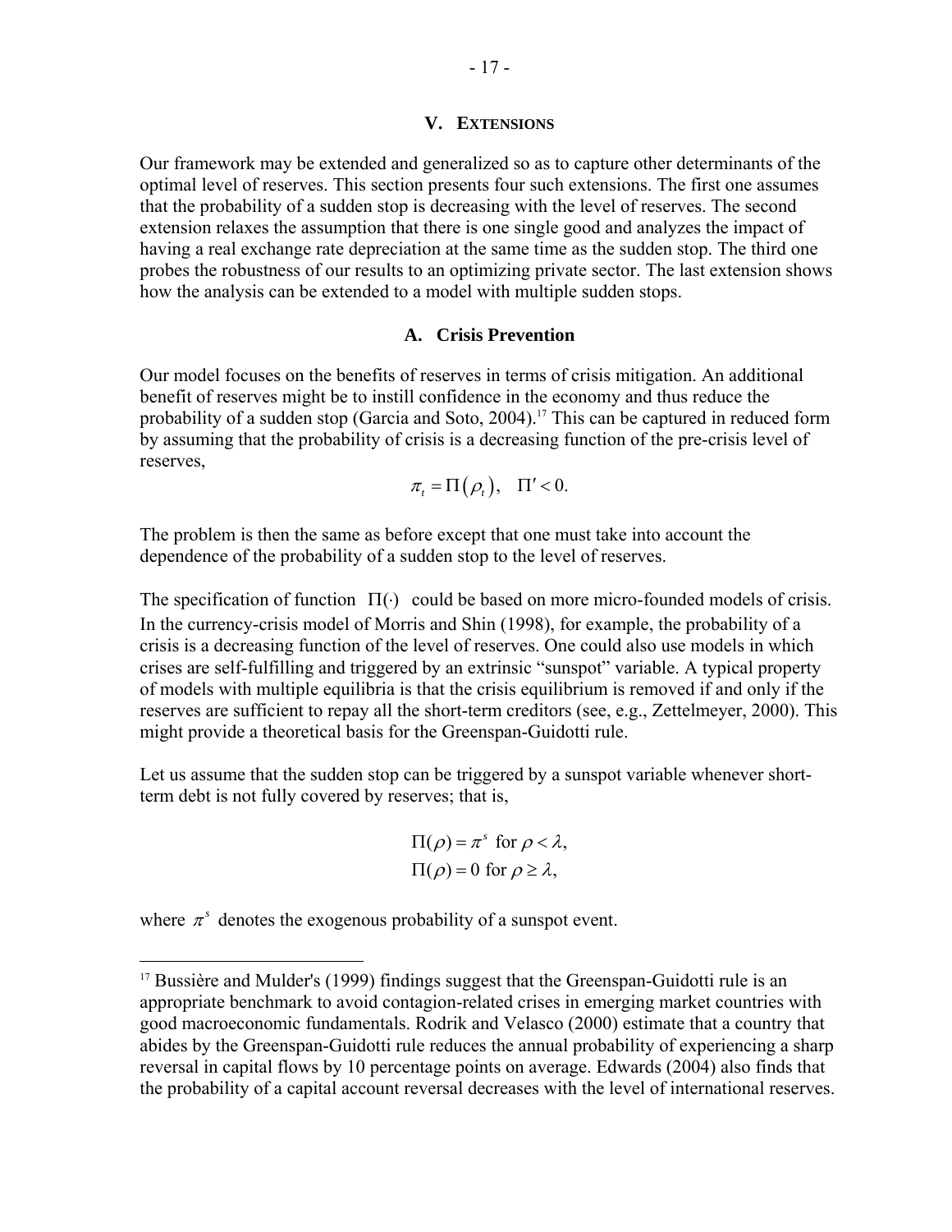## V. Extensions

Our framework may be extended and generalized so as to capture other determinants of the optimal level of reserves. This section presents four such extensions. The first one assumes that the probability of a sudden stop is decreasing with the level of reserves. The second extension relaxes the assumption that there is one single good and analyzes the impact of having a real exchange rate depreciation at the same time as the sudden stop. The third one probes the robustness of our results to an optimizing private sector. The last extension shows how the analysis can be extended to a model with multiple sudden stops.

### A. Crisis Prevention

Our model focuses on the benefits of reserves in terms of crisis mitigation. An additional benefit of reserves might be to instill confidence in the economy and thus reduce the probability of a sudden stop (Garcia and Soto, 2004).[17] This can be captured in reduced form by assuming that the probability of crisis is a decreasing function of the pre-crisis level of reserves,

$$\pi_t = \Pi(\rho_t), \quad \Pi' < 0.$$

The problem is then the same as before except that one must take into account the dependence of the probability of a sudden stop to the level of reserves.

The specification of function $\Pi(\cdot)$ could be based on more micro-founded models of crisis. In the currency-crisis model of Morris and Shin (1998), for example, the probability of a crisis is a decreasing function of the level of reserves. One could also use models in which crises are self-fulfilling and triggered by an extrinsic "sunspot" variable. A typical property of models with multiple equilibria is that the crisis equilibrium is removed if and only if the reserves are sufficient to repay all the short-term creditors (see, e.g., Zettelmeyer, 2000). This might provide a theoretical basis for the Greenspan-Guidotti rule.

Let us assume that the sudden stop can be triggered by a sunspot variable whenever short-term debt is not fully covered by reserves; that is,

$$\Pi(\rho) = \pi^s \text{ for } \rho < \lambda,$$
$$\Pi(\rho) = 0 \text{ for } \rho \geq \lambda,$$

where $\pi^s$ denotes the exogenous probability of a sunspot event.

---

[17] Bussière and Mulder's (1999) findings suggest that the Greenspan-Guidotti rule is an appropriate benchmark to avoid contagion-related crises in emerging market countries with good macroeconomic fundamentals. Rodrik and Velasco (2000) estimate that a country that abides by the Greenspan-Guidotti rule reduces the annual probability of experiencing a sharp reversal in capital flows by 10 percentage points on average. Edwards (2004) also finds that the probability of a capital account reversal decreases with the level of international reserves.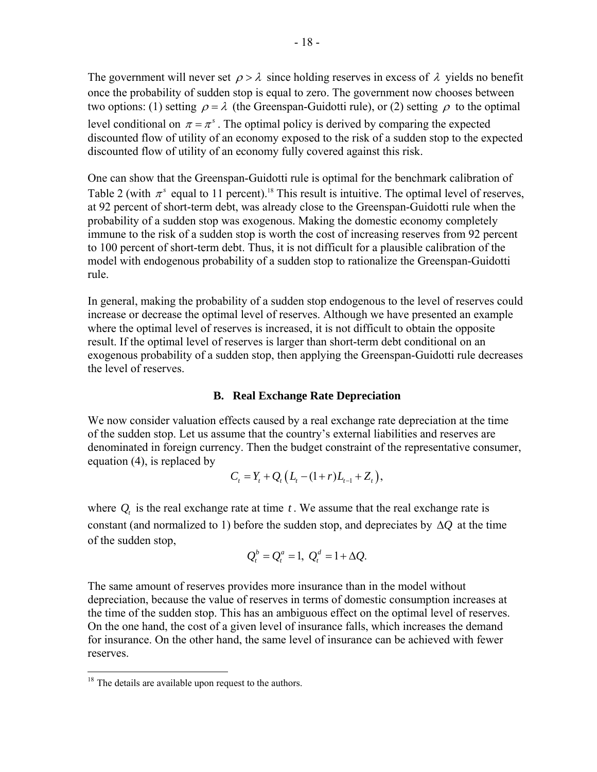The government will never set $\rho > \lambda$ since holding reserves in excess of $\lambda$ yields no benefit once the probability of sudden stop is equal to zero. The government now chooses between two options: (1) setting $\rho = \lambda$ (the Greenspan-Guidotti rule), or (2) setting $\rho$ to the optimal level conditional on $\pi = \pi^s$. The optimal policy is derived by comparing the expected discounted flow of utility of an economy exposed to the risk of a sudden stop to the expected discounted flow of utility of an economy fully covered against this risk.

One can show that the Greenspan-Guidotti rule is optimal for the benchmark calibration of Table 2 (with $\pi^s$ equal to 11 percent).[18] This result is intuitive. The optimal level of reserves, at 92 percent of short-term debt, was already close to the Greenspan-Guidotti rule when the probability of a sudden stop was exogenous. Making the domestic economy completely immune to the risk of a sudden stop is worth the cost of increasing reserves from 92 percent to 100 percent of short-term debt. Thus, it is not difficult for a plausible calibration of the model with endogenous probability of a sudden stop to rationalize the Greenspan-Guidotti rule.

In general, making the probability of a sudden stop endogenous to the level of reserves could increase or decrease the optimal level of reserves. Although we have presented an example where the optimal level of reserves is increased, it is not difficult to obtain the opposite result. If the optimal level of reserves is larger than short-term debt conditional on an exogenous probability of a sudden stop, then applying the Greenspan-Guidotti rule decreases the level of reserves.

### B. Real Exchange Rate Depreciation

We now consider valuation effects caused by a real exchange rate depreciation at the time of the sudden stop. Let us assume that the country's external liabilities and reserves are denominated in foreign currency. Then the budget constraint of the representative consumer, equation (4), is replaced by

$$C_t = Y_t + Q_t \left( L_t - (1+r)L_{t-1} + Z_t \right),$$

where $Q_t$ is the real exchange rate at time $t$. We assume that the real exchange rate is constant (and normalized to 1) before the sudden stop, and depreciates by $\Delta Q$ at the time of the sudden stop,

$$Q_t^b = Q_t^a = 1, \; Q_t^d = 1 + \Delta Q.$$

The same amount of reserves provides more insurance than in the model without depreciation, because the value of reserves in terms of domestic consumption increases at the time of the sudden stop. This has an ambiguous effect on the optimal level of reserves. On the one hand, the cost of a given level of insurance falls, which increases the demand for insurance. On the other hand, the same level of insurance can be achieved with fewer reserves.

---

[18] The details are available upon request to the authors.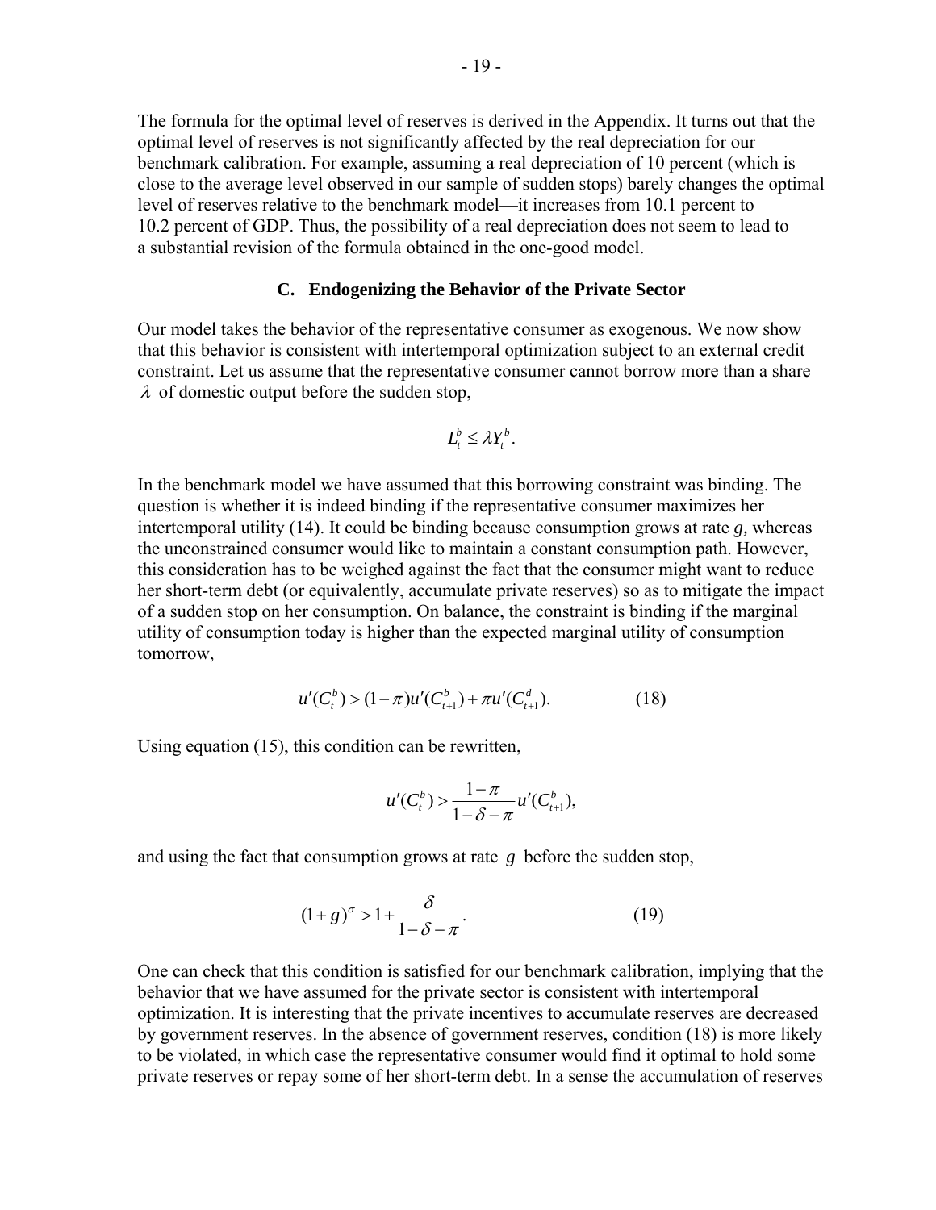The formula for the optimal level of reserves is derived in the Appendix. It turns out that the optimal level of reserves is not significantly affected by the real depreciation for our benchmark calibration. For example, assuming a real depreciation of 10 percent (which is close to the average level observed in our sample of sudden stops) barely changes the optimal level of reserves relative to the benchmark model—it increases from 10.1 percent to 10.2 percent of GDP. Thus, the possibility of a real depreciation does not seem to lead to a substantial revision of the formula obtained in the one-good model.

### C. Endogenizing the Behavior of the Private Sector

Our model takes the behavior of the representative consumer as exogenous. We now show that this behavior is consistent with intertemporal optimization subject to an external credit constraint. Let us assume that the representative consumer cannot borrow more than a share $\lambda$ of domestic output before the sudden stop,

$$L_t^b \leq \lambda Y_t^b.$$

In the benchmark model we have assumed that this borrowing constraint was binding. The question is whether it is indeed binding if the representative consumer maximizes her intertemporal utility (14). It could be binding because consumption grows at rate *g*, whereas the unconstrained consumer would like to maintain a constant consumption path. However, this consideration has to be weighed against the fact that the consumer might want to reduce her short-term debt (or equivalently, accumulate private reserves) so as to mitigate the impact of a sudden stop on her consumption. On balance, the constraint is binding if the marginal utility of consumption today is higher than the expected marginal utility of consumption tomorrow,

$$u'(C_t^b) > (1-\pi)u'(C_{t+1}^b) + \pi u'(C_{t+1}^d). \tag{18}$$

Using equation (15), this condition can be rewritten,

$$u'(C_t^b) > \frac{1-\pi}{1-\delta-\pi} u'(C_{t+1}^b),$$

and using the fact that consumption grows at rate $g$ before the sudden stop,

$$(1+g)^{\sigma} > 1 + \frac{\delta}{1-\delta-\pi}. \tag{19}$$

One can check that this condition is satisfied for our benchmark calibration, implying that the behavior that we have assumed for the private sector is consistent with intertemporal optimization. It is interesting that the private incentives to accumulate reserves are decreased by government reserves. In the absence of government reserves, condition (18) is more likely to be violated, in which case the representative consumer would find it optimal to hold some private reserves or repay some of her short-term debt. In a sense the accumulation of reserves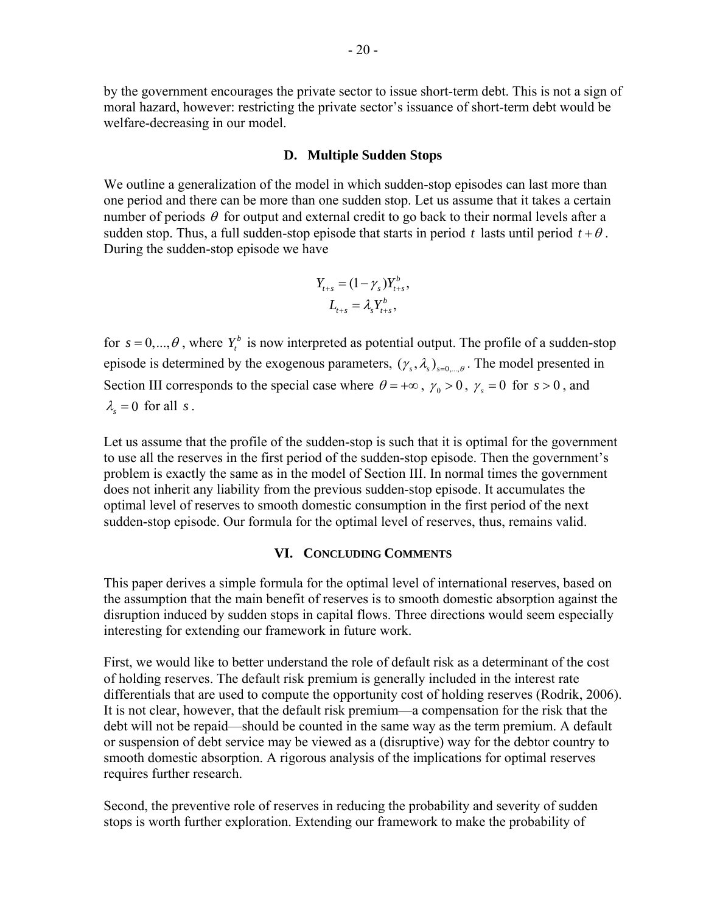by the government encourages the private sector to issue short-term debt. This is not a sign of moral hazard, however: restricting the private sector's issuance of short-term debt would be welfare-decreasing in our model.

### D. Multiple Sudden Stops

We outline a generalization of the model in which sudden-stop episodes can last more than one period and there can be more than one sudden stop. Let us assume that it takes a certain number of periods $\theta$ for output and external credit to go back to their normal levels after a sudden stop. Thus, a full sudden-stop episode that starts in period $t$ lasts until period $t+\theta$. During the sudden-stop episode we have

$$Y_{t+s} = (1-\gamma_s)Y_{t+s}^b,$$
$$L_{t+s} = \lambda_s Y_{t+s}^b,$$

for $s = 0,...,\theta$, where $Y_t^b$ is now interpreted as potential output. The profile of a sudden-stop episode is determined by the exogenous parameters, $(\gamma_s, \lambda_s)_{s=0,...,\theta}$. The model presented in Section III corresponds to the special case where $\theta = +\infty$, $\gamma_0 > 0$, $\gamma_s = 0$ for $s > 0$, and $\lambda_s = 0$ for all $s$.

Let us assume that the profile of the sudden-stop is such that it is optimal for the government to use all the reserves in the first period of the sudden-stop episode. Then the government's problem is exactly the same as in the model of Section III. In normal times the government does not inherit any liability from the previous sudden-stop episode. It accumulates the optimal level of reserves to smooth domestic consumption in the first period of the next sudden-stop episode. Our formula for the optimal level of reserves, thus, remains valid.

## VI. Concluding Comments

This paper derives a simple formula for the optimal level of international reserves, based on the assumption that the main benefit of reserves is to smooth domestic absorption against the disruption induced by sudden stops in capital flows. Three directions would seem especially interesting for extending our framework in future work.

First, we would like to better understand the role of default risk as a determinant of the cost of holding reserves. The default risk premium is generally included in the interest rate differentials that are used to compute the opportunity cost of holding reserves (Rodrik, 2006). It is not clear, however, that the default risk premium—a compensation for the risk that the debt will not be repaid—should be counted in the same way as the term premium. A default or suspension of debt service may be viewed as a (disruptive) way for the debtor country to smooth domestic absorption. A rigorous analysis of the implications for optimal reserves requires further research.

Second, the preventive role of reserves in reducing the probability and severity of sudden stops is worth further exploration. Extending our framework to make the probability of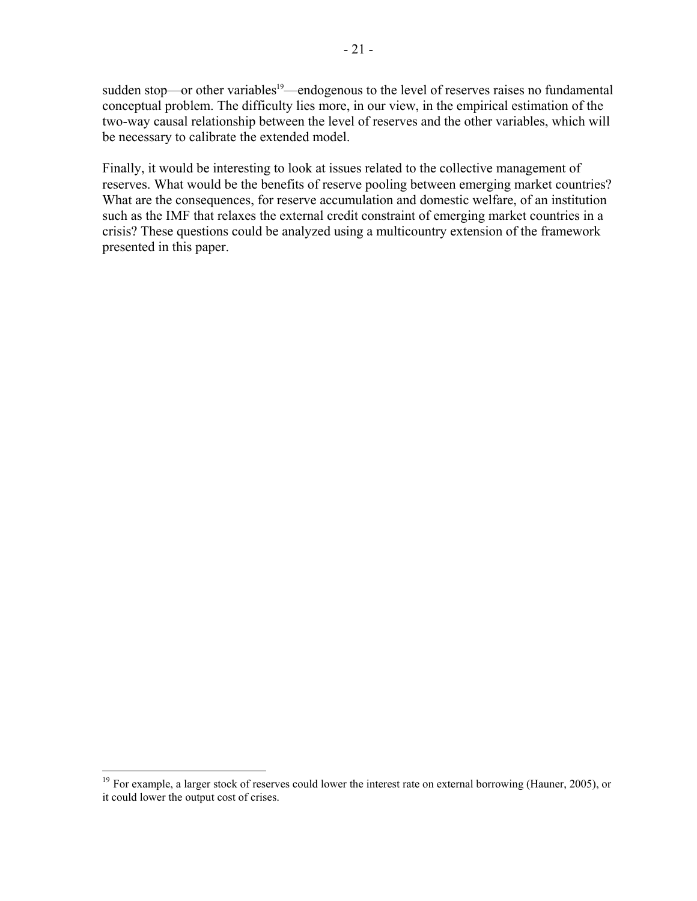sudden stop—or other variables[19]—endogenous to the level of reserves raises no fundamental conceptual problem. The difficulty lies more, in our view, in the empirical estimation of the two-way causal relationship between the level of reserves and the other variables, which will be necessary to calibrate the extended model.

Finally, it would be interesting to look at issues related to the collective management of reserves. What would be the benefits of reserve pooling between emerging market countries? What are the consequences, for reserve accumulation and domestic welfare, of an institution such as the IMF that relaxes the external credit constraint of emerging market countries in a crisis? These questions could be analyzed using a multicountry extension of the framework presented in this paper.

---

[19] For example, a larger stock of reserves could lower the interest rate on external borrowing (Hauner, 2005), or it could lower the output cost of crises.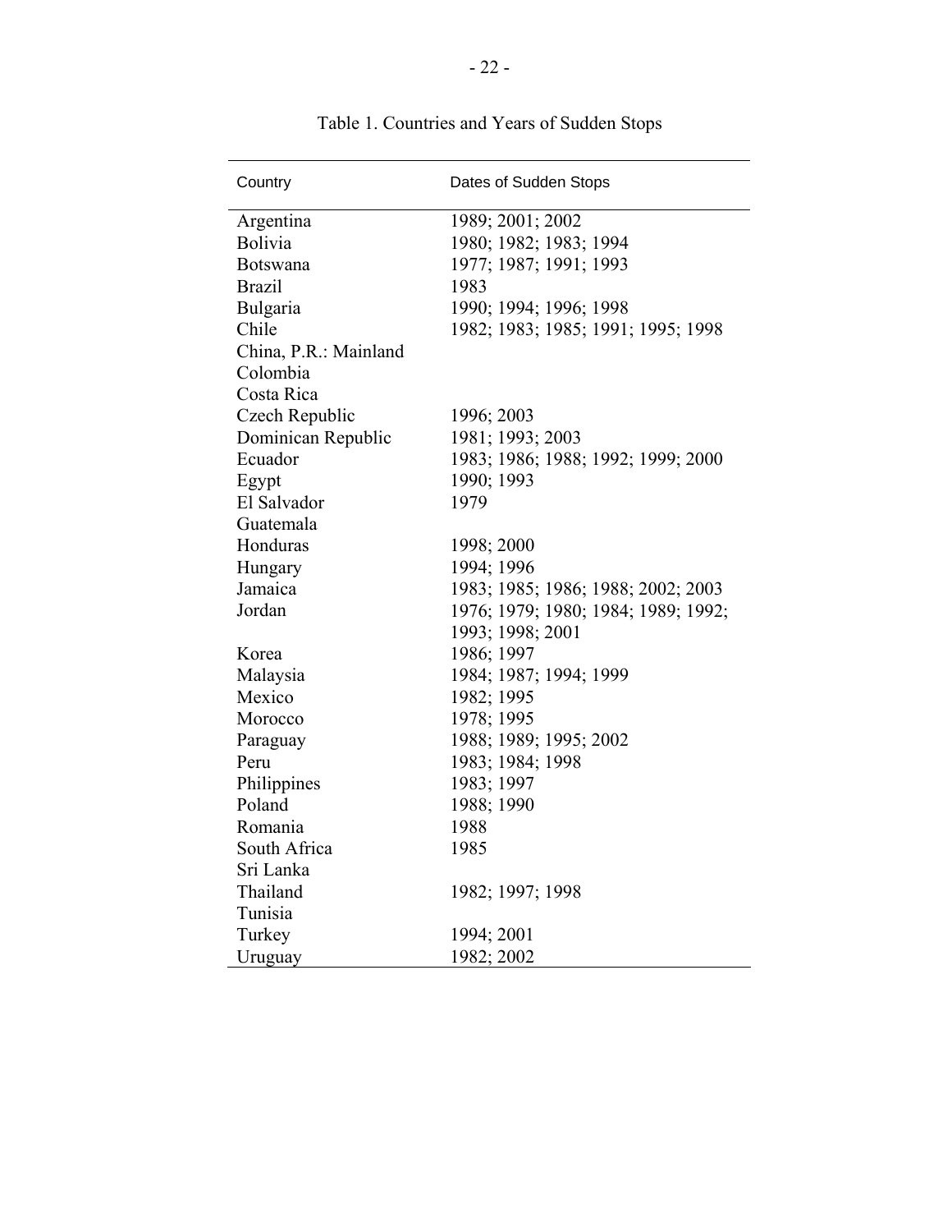Table 1. Countries and Years of Sudden Stops

| Country | Dates of Sudden Stops |
|---|---|
| Argentina | 1989; 2001; 2002 |
| Bolivia | 1980; 1982; 1983; 1994 |
| Botswana | 1977; 1987; 1991; 1993 |
| Brazil | 1983 |
| Bulgaria | 1990; 1994; 1996; 1998 |
| Chile | 1982; 1983; 1985; 1991; 1995; 1998 |
| China, P.R.: Mainland | |
| Colombia | |
| Costa Rica | |
| Czech Republic | 1996; 2003 |
| Dominican Republic | 1981; 1993; 2003 |
| Ecuador | 1983; 1986; 1988; 1992; 1999; 2000 |
| Egypt | 1990; 1993 |
| El Salvador | 1979 |
| Guatemala | |
| Honduras | 1998; 2000 |
| Hungary | 1994; 1996 |
| Jamaica | 1983; 1985; 1986; 1988; 2002; 2003 |
| Jordan | 1976; 1979; 1980; 1984; 1989; 1992; 1993; 1998; 2001 |
| Korea | 1986; 1997 |
| Malaysia | 1984; 1987; 1994; 1999 |
| Mexico | 1982; 1995 |
| Morocco | 1978; 1995 |
| Paraguay | 1988; 1989; 1995; 2002 |
| Peru | 1983; 1984; 1998 |
| Philippines | 1983; 1997 |
| Poland | 1988; 1990 |
| Romania | 1988 |
| South Africa | 1985 |
| Sri Lanka | |
| Thailand | 1982; 1997; 1998 |
| Tunisia | |
| Turkey | 1994; 2001 |
| Uruguay | 1982; 2002 |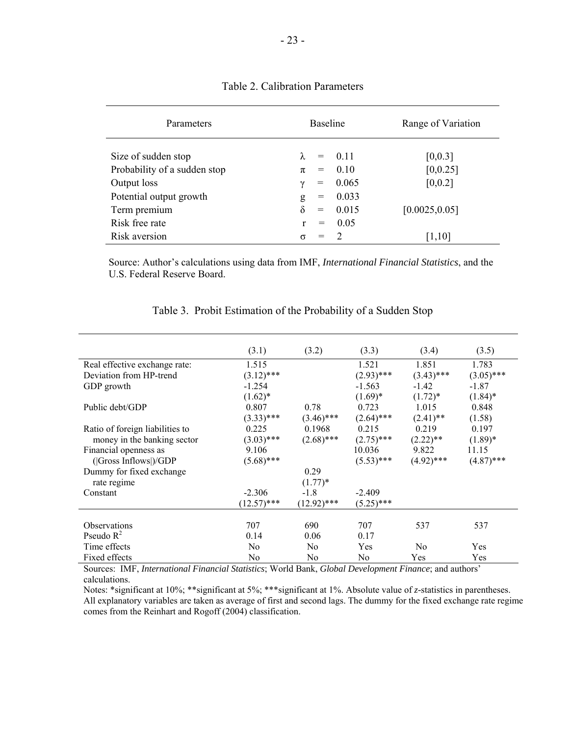Table 2. Calibration Parameters

| Parameters | Baseline | Range of Variation |
|---|---|---|
| Size of sudden stop | $\lambda$ = 0.11 | [0,0.3] |
| Probability of a sudden stop | $\pi$ = 0.10 | [0,0.25] |
| Output loss | $\gamma$ = 0.065 | [0,0.2] |
| Potential output growth | g = 0.033 | |
| Term premium | $\delta$ = 0.015 | [0.0025,0.05] |
| Risk free rate | r = 0.05 | |
| Risk aversion | $\sigma$ = 2 | [1,10] |

Source: Author's calculations using data from IMF, *International Financial Statistics*, and the U.S. Federal Reserve Board.

Table 3. Probit Estimation of the Probability of a Sudden Stop

| | (3.1) | (3.2) | (3.3) | (3.4) | (3.5) |
|---|---|---|---|---|---|
| Real effective exchange rate: | 1.515 | | 1.521 | 1.851 | 1.783 |
| Deviation from HP-trend | (3.12)*** | | (2.93)*** | (3.43)*** | (3.05)*** |
| GDP growth | -1.254 | | -1.563 | -1.42 | -1.87 |
| | (1.62)* | | (1.69)* | (1.72)* | (1.84)* |
| Public debt/GDP | 0.807 | 0.78 | 0.723 | 1.015 | 0.848 |
| | (3.33)*** | (3.46)*** | (2.64)*** | (2.41)** | (1.58) |
| Ratio of foreign liabilities to | 0.225 | 0.1968 | 0.215 | 0.219 | 0.197 |
| money in the banking sector | (3.03)*** | (2.68)*** | (2.75)*** | (2.22)** | (1.89)* |
| Financial openness as | 9.106 | | 10.036 | 9.822 | 11.15 |
| (\|Gross Inflows\|)/GDP | (5.68)*** | | (5.53)*** | (4.92)*** | (4.87)*** |
| Dummy for fixed exchange | | 0.29 | | | |
| rate regime | | (1.77)* | | | |
| Constant | -2.306 | -1.8 | -2.409 | | |
| | (12.57)*** | (12.92)*** | (5.25)*** | | |
| Observations | 707 | 690 | 707 | 537 | 537 |
| Pseudo $R^2$ | 0.14 | 0.06 | 0.17 | | |
| Time effects | No | No | Yes | No | Yes |
| Fixed effects | No | No | No | Yes | Yes |

Sources: IMF, *International Financial Statistics*; World Bank, *Global Development Finance*; and authors' calculations.

Notes: *significant at 10%; **significant at 5%; ***significant at 1%. Absolute value of *z*-statistics in parentheses. All explanatory variables are taken as average of first and second lags. The dummy for the fixed exchange rate regime comes from the Reinhart and Rogoff (2004) classification.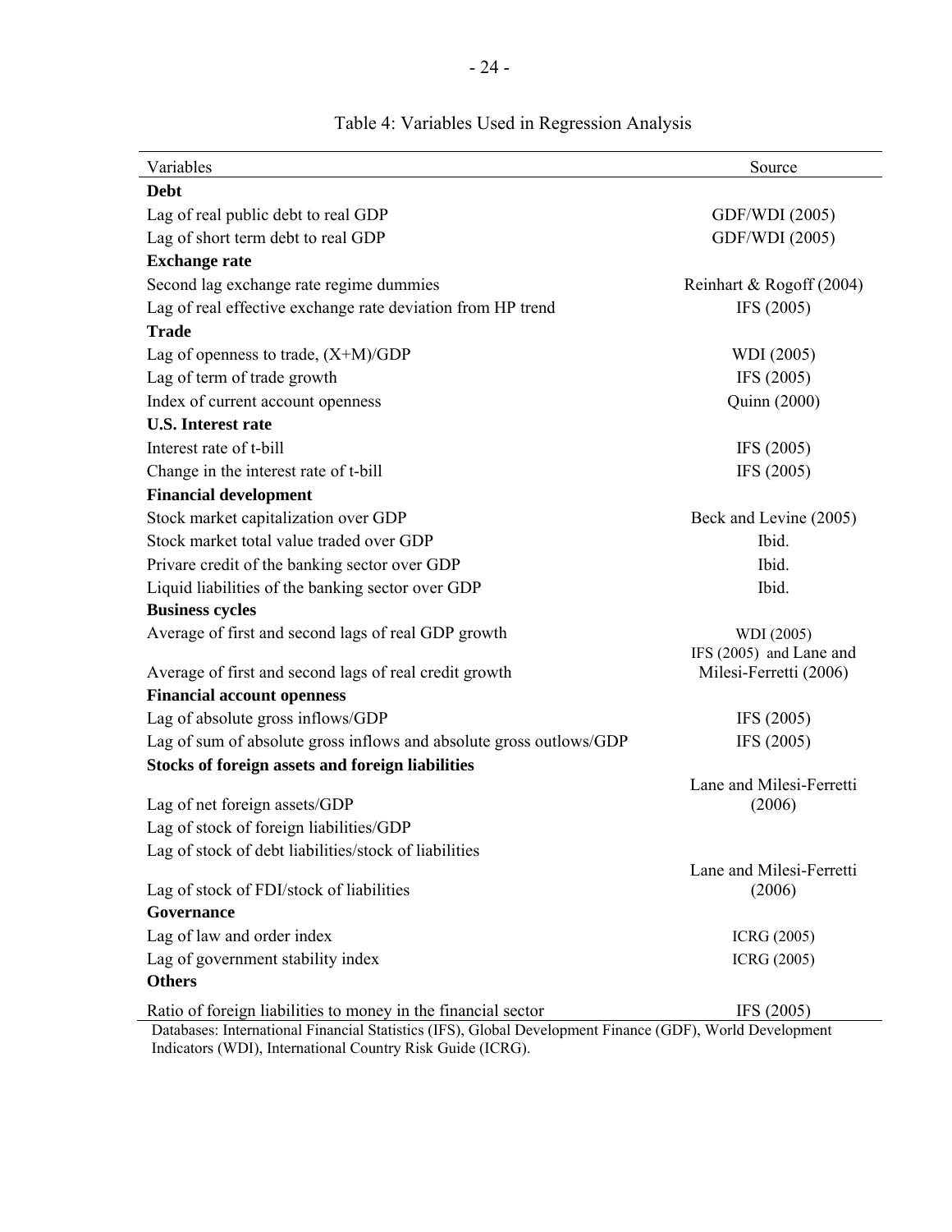Table 4: Variables Used in Regression Analysis

| Variables | Source |
| --- | --- |
| **Debt** | |
| Lag of real public debt to real GDP | GDF/WDI (2005) |
| Lag of short term debt to real GDP | GDF/WDI (2005) |
| **Exchange rate** | |
| Second lag exchange rate regime dummies | Reinhart & Rogoff (2004) |
| Lag of real effective exchange rate deviation from HP trend | IFS (2005) |
| **Trade** | |
| Lag of openness to trade, (X+M)/GDP | WDI (2005) |
| Lag of term of trade growth | IFS (2005) |
| Index of current account openness | Quinn (2000) |
| **U.S. Interest rate** | |
| Interest rate of t-bill | IFS (2005) |
| Change in the interest rate of t-bill | IFS (2005) |
| **Financial development** | |
| Stock market capitalization over GDP | Beck and Levine (2005) |
| Stock market total value traded over GDP | Ibid. |
| Privare credit of the banking sector over GDP | Ibid. |
| Liquid liabilities of the banking sector over GDP | Ibid. |
| **Business cycles** | |
| Average of first and second lags of real GDP growth | WDI (2005) |
| Average of first and second lags of real credit growth | IFS (2005) and Lane and Milesi-Ferretti (2006) |
| **Financial account openness** | |
| Lag of absolute gross inflows/GDP | IFS (2005) |
| Lag of sum of absolute gross inflows and absolute gross outlows/GDP | IFS (2005) |
| **Stocks of foreign assets and foreign liabilities** | |
| Lag of net foreign assets/GDP | Lane and Milesi-Ferretti (2006) |
| Lag of stock of foreign liabilities/GDP | |
| Lag of stock of debt liabilities/stock of liabilities | |
| Lag of stock of FDI/stock of liabilities | Lane and Milesi-Ferretti (2006) |
| **Governance** | |
| Lag of law and order index | ICRG (2005) |
| Lag of government stability index | ICRG (2005) |
| **Others** | |
| Ratio of foreign liabilities to money in the financial sector | IFS (2005) |

Databases: International Financial Statistics (IFS), Global Development Finance (GDF), World Development Indicators (WDI), International Country Risk Guide (ICRG).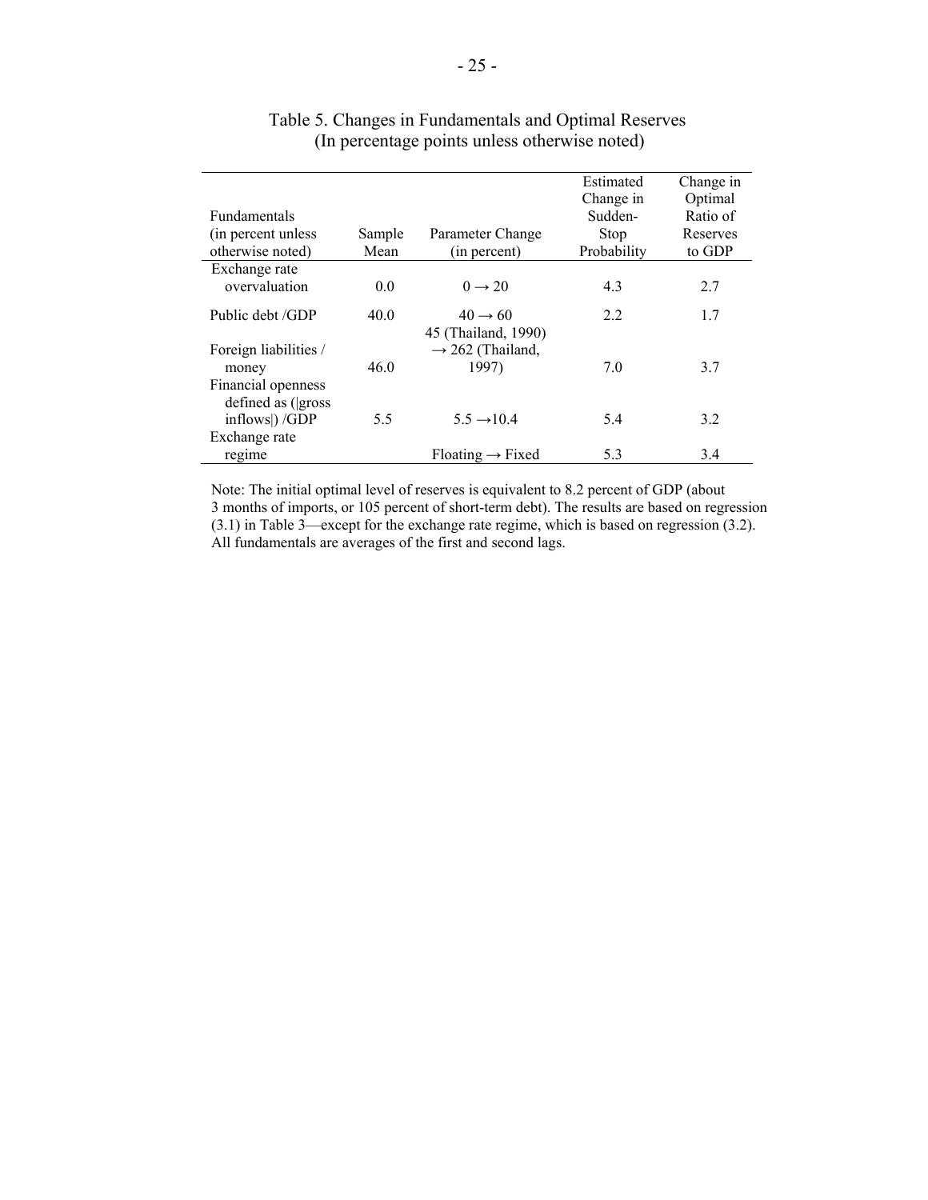Table 5. Changes in Fundamentals and Optimal Reserves
(In percentage points unless otherwise noted)

| Fundamentals (in percent unless otherwise noted) | Sample Mean | Parameter Change (in percent) | Estimated Change in Sudden-Stop Probability | Change in Optimal Ratio of Reserves to GDP |
|---|---|---|---|---|
| Exchange rate overvaluation | 0.0 | 0 → 20 | 4.3 | 2.7 |
| Public debt /GDP | 40.0 | 40 → 60 | 2.2 | 1.7 |
| Foreign liabilities / money | 46.0 | 45 (Thailand, 1990) → 262 (Thailand, 1997) | 7.0 | 3.7 |
| Financial openness defined as (\|gross inflows\|) /GDP | 5.5 | 5.5 →10.4 | 5.4 | 3.2 |
| Exchange rate regime | | Floating → Fixed | 5.3 | 3.4 |

Note: The initial optimal level of reserves is equivalent to 8.2 percent of GDP (about 3 months of imports, or 105 percent of short-term debt). The results are based on regression (3.1) in Table 3—except for the exchange rate regime, which is based on regression (3.2). All fundamentals are averages of the first and second lags.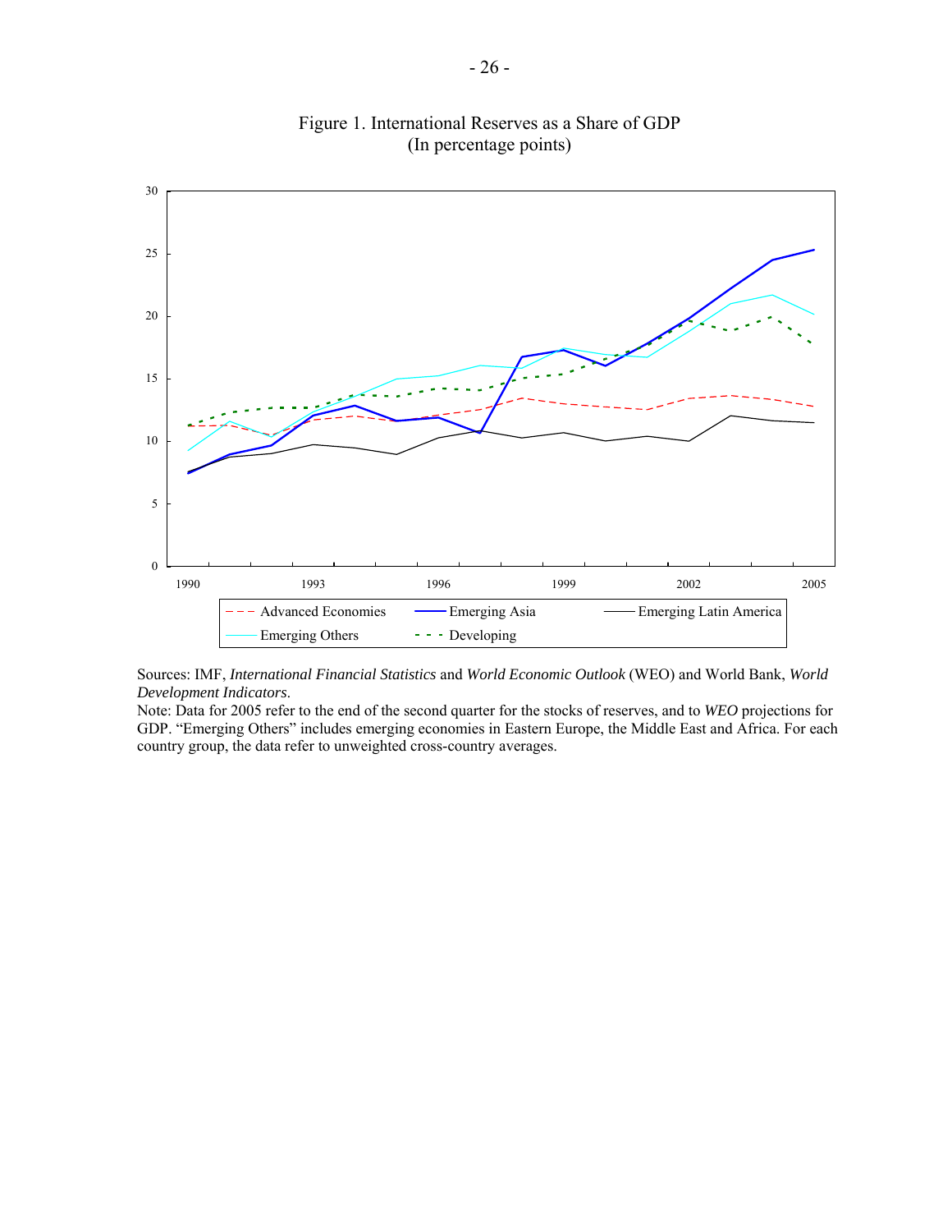Figure 1. International Reserves as a Share of GDP
(In percentage points)

Sources: IMF, *International Financial Statistics* and *World Economic Outlook* (WEO) and World Bank, *World Development Indicators*.
Note: Data for 2005 refer to the end of the second quarter for the stocks of reserves, and to *WEO* projections for GDP. "Emerging Others" includes emerging economies in Eastern Europe, the Middle East and Africa. For each country group, the data refer to unweighted cross-country averages.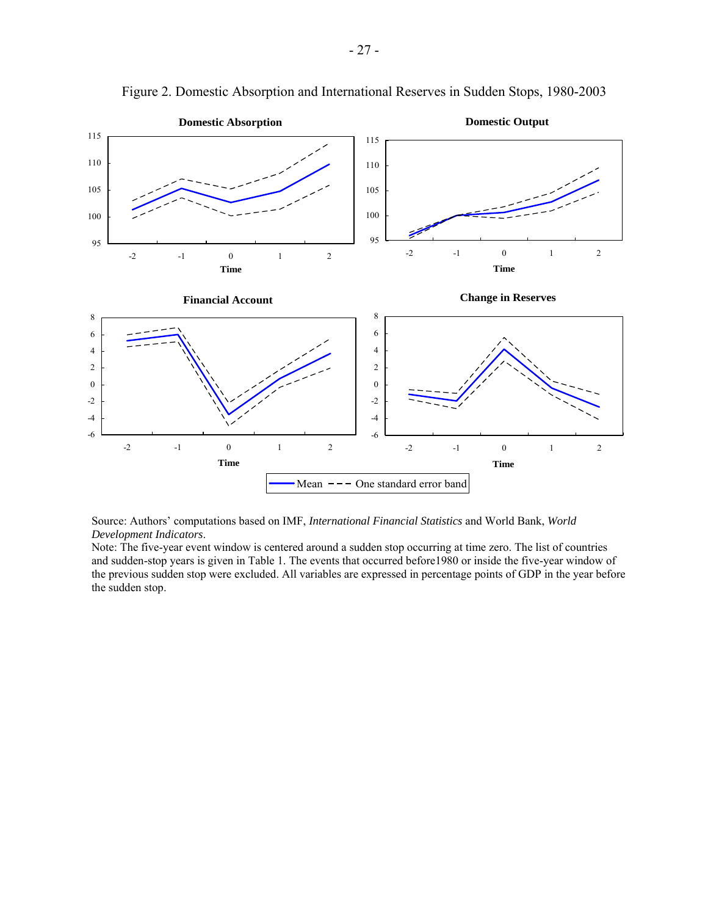Figure 2. Domestic Absorption and International Reserves in Sudden Stops, 1980-2003

Source: Authors' computations based on IMF, *International Financial Statistics* and World Bank, *World Development Indicators*.

Note: The five-year event window is centered around a sudden stop occurring at time zero. The list of countries and sudden-stop years is given in Table 1. The events that occurred before1980 or inside the five-year window of the previous sudden stop were excluded. All variables are expressed in percentage points of GDP in the year before the sudden stop.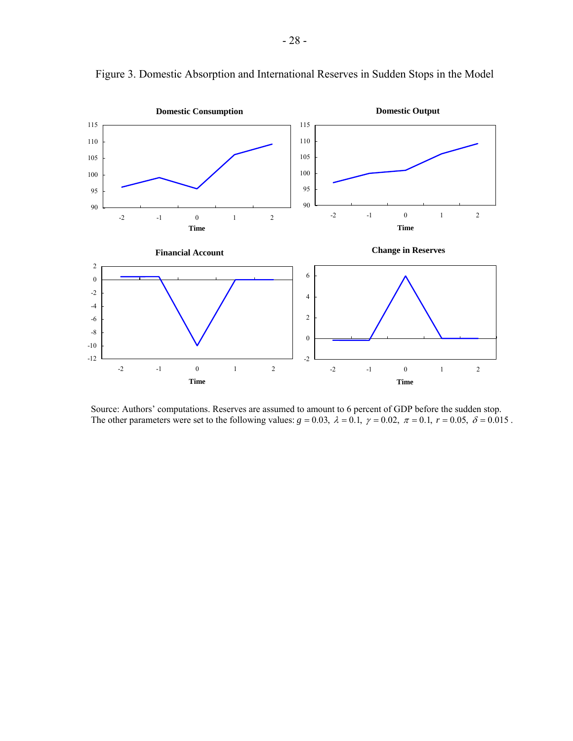Figure 3. Domestic Absorption and International Reserves in Sudden Stops in the Model

Source: Authors' computations. Reserves are assumed to amount to 6 percent of GDP before the sudden stop. The other parameters were set to the following values: $g = 0.03$, $\lambda = 0.1$, $\gamma = 0.02$, $\pi = 0.1$, $r = 0.05$, $\delta = 0.015$.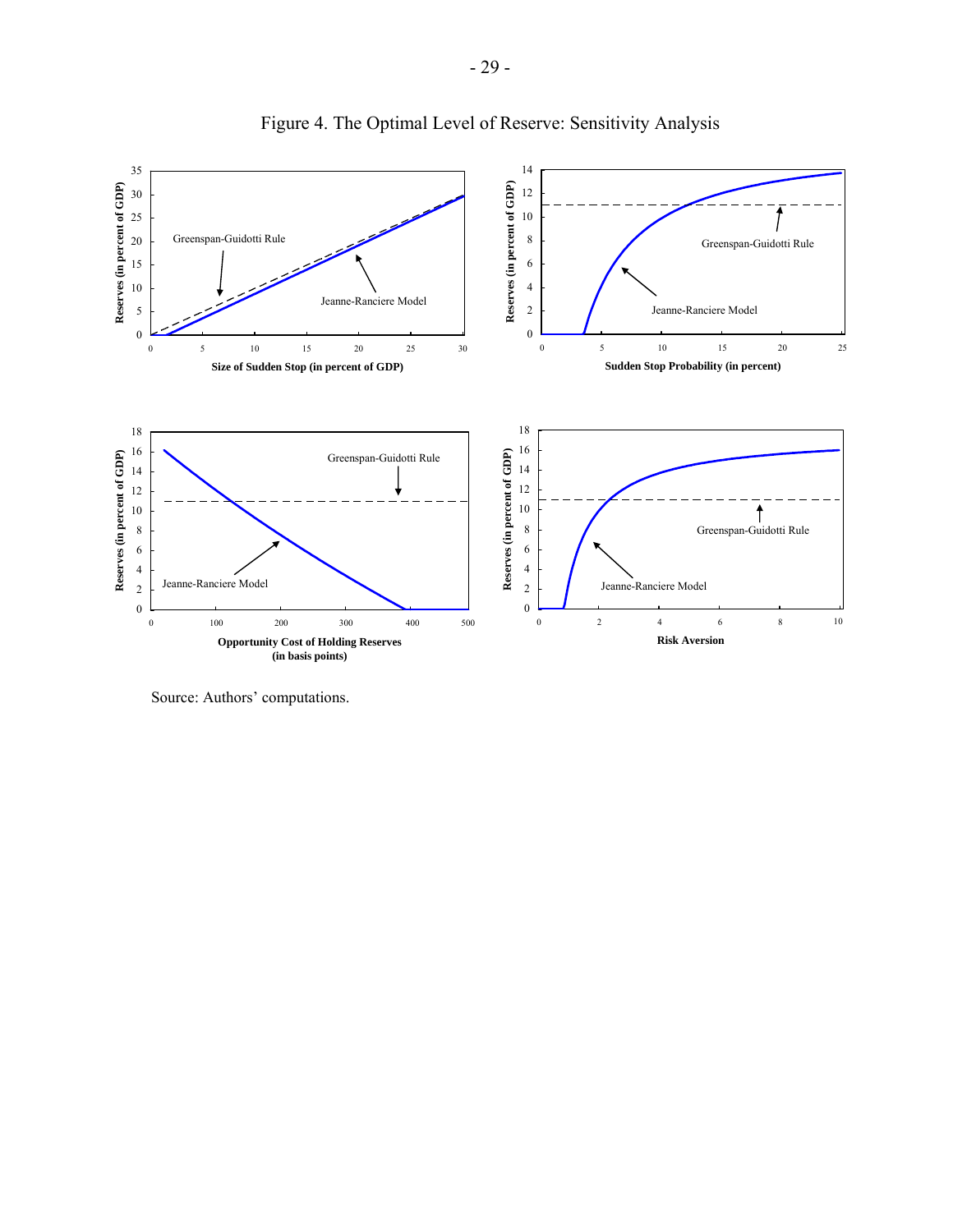# Figure 4. The Optimal Level of Reserve: Sensitivity Analysis

Source: Authors' computations.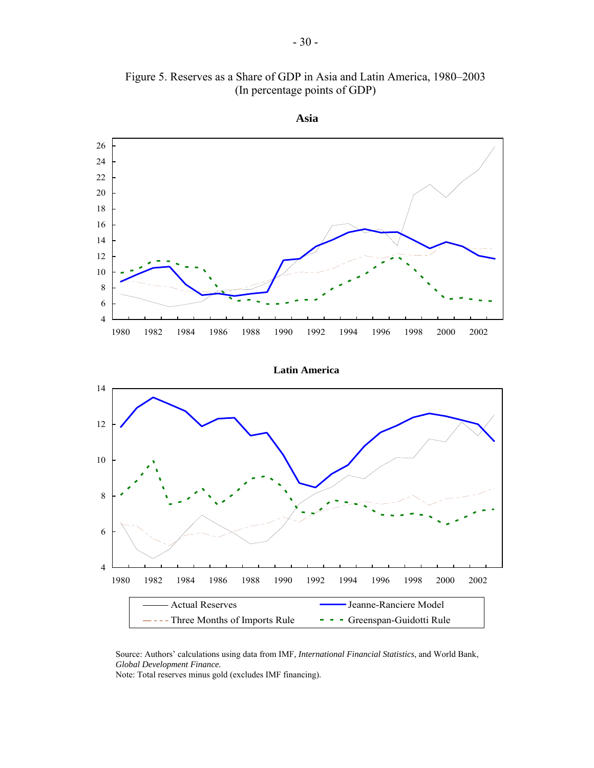Figure 5. Reserves as a Share of GDP in Asia and Latin America, 1980–2003
(In percentage points of GDP)

**Asia**

**Latin America**

Actual Reserves — Jeanne-Ranciere Model — Three Months of Imports Rule — Greenspan-Guidotti Rule

Source: Authors' calculations using data from IMF, *International Financial Statistics*, and World Bank, *Global Development Finance.*

Note: Total reserves minus gold (excludes IMF financing).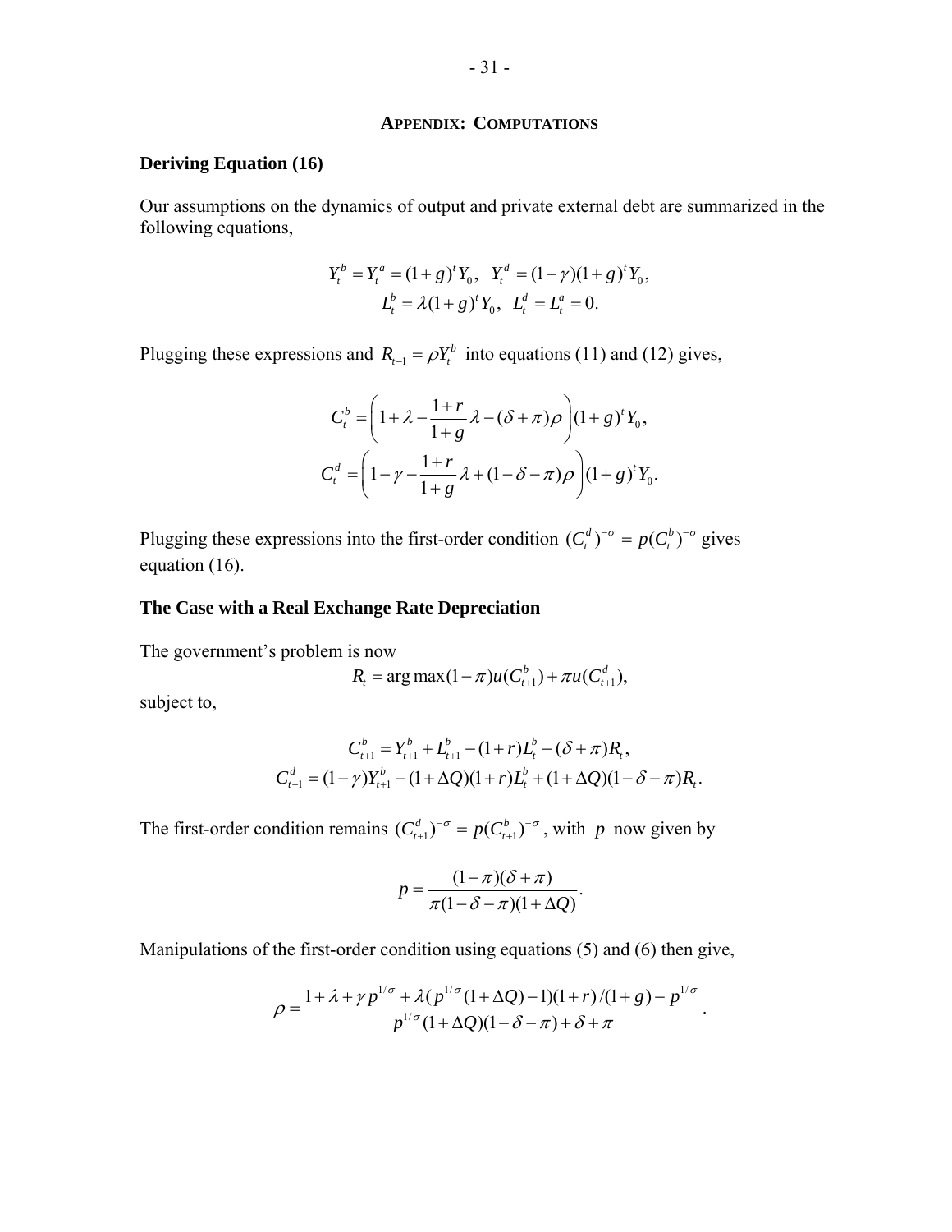## Appendix: Computations

### Deriving Equation (16)

Our assumptions on the dynamics of output and private external debt are summarized in the following equations,

$$
Y_t^b = Y_t^a = (1+g)^t Y_0, \quad Y_t^d = (1-\gamma)(1+g)^t Y_0,
$$
$$
L_t^b = \lambda(1+g)^t Y_0, \quad L_t^d = L_t^a = 0.
$$

Plugging these expressions and $R_{t-1} = \rho Y_t^b$ into equations (11) and (12) gives,

$$
C_t^b = \left(1 + \lambda - \frac{1+r}{1+g}\lambda - (\delta+\pi)\rho\right)(1+g)^t Y_0,
$$
$$
C_t^d = \left(1 - \gamma - \frac{1+r}{1+g}\lambda + (1-\delta-\pi)\rho\right)(1+g)^t Y_0.
$$

Plugging these expressions into the first-order condition $(C_t^d)^{-\sigma} = p(C_t^b)^{-\sigma}$ gives equation (16).

### The Case with a Real Exchange Rate Depreciation

The government's problem is now

$$
R_t = \arg\max (1-\pi)u(C_{t+1}^b) + \pi u(C_{t+1}^d),
$$

subject to,

$$
C_{t+1}^b = Y_{t+1}^b + L_{t+1}^b - (1+r)L_t^b - (\delta+\pi)R_t,
$$
$$
C_{t+1}^d = (1-\gamma)Y_{t+1}^b - (1+\Delta Q)(1+r)L_t^b + (1+\Delta Q)(1-\delta-\pi)R_t.
$$

The first-order condition remains $(C_{t+1}^d)^{-\sigma} = p(C_{t+1}^b)^{-\sigma}$, with $p$ now given by

$$
p = \frac{(1-\pi)(\delta+\pi)}{\pi(1-\delta-\pi)(1+\Delta Q)}.
$$

Manipulations of the first-order condition using equations (5) and (6) then give,

$$
\rho = \frac{1 + \lambda + \gamma p^{1/\sigma} + \lambda(p^{1/\sigma}(1+\Delta Q) - 1)(1+r)/(1+g) - p^{1/\sigma}}{p^{1/\sigma}(1+\Delta Q)(1-\delta-\pi) + \delta + \pi}.
$$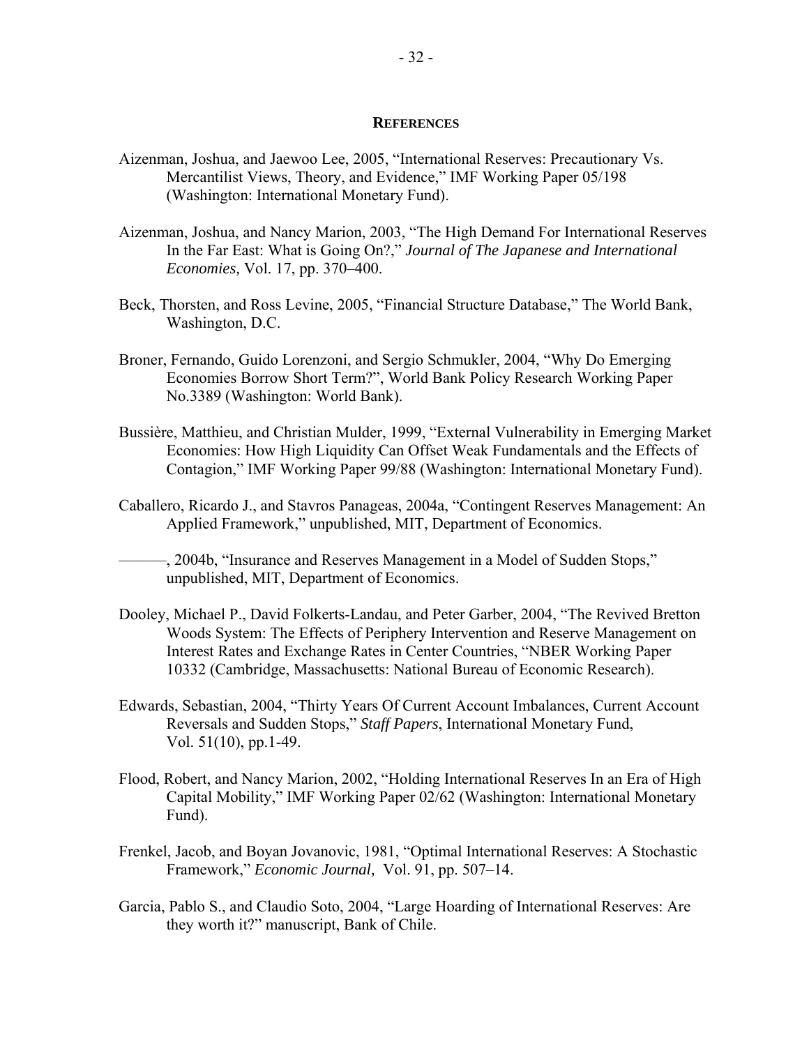## REFERENCES

Aizenman, Joshua, and Jaewoo Lee, 2005, "International Reserves: Precautionary Vs. Mercantilist Views, Theory, and Evidence," IMF Working Paper 05/198 (Washington: International Monetary Fund).

Aizenman, Joshua, and Nancy Marion, 2003, "The High Demand For International Reserves In the Far East: What is Going On?," *Journal of The Japanese and International Economies,* Vol. 17, pp. 370–400.

Beck, Thorsten, and Ross Levine, 2005, "Financial Structure Database," The World Bank, Washington, D.C.

Broner, Fernando, Guido Lorenzoni, and Sergio Schmukler, 2004, "Why Do Emerging Economies Borrow Short Term?", World Bank Policy Research Working Paper No.3389 (Washington: World Bank).

Bussière, Matthieu, and Christian Mulder, 1999, "External Vulnerability in Emerging Market Economies: How High Liquidity Can Offset Weak Fundamentals and the Effects of Contagion," IMF Working Paper 99/88 (Washington: International Monetary Fund).

Caballero, Ricardo J., and Stavros Panageas, 2004a, "Contingent Reserves Management: An Applied Framework," unpublished, MIT, Department of Economics.

———, 2004b, "Insurance and Reserves Management in a Model of Sudden Stops," unpublished, MIT, Department of Economics.

Dooley, Michael P., David Folkerts-Landau, and Peter Garber, 2004, "The Revived Bretton Woods System: The Effects of Periphery Intervention and Reserve Management on Interest Rates and Exchange Rates in Center Countries, "NBER Working Paper 10332 (Cambridge, Massachusetts: National Bureau of Economic Research).

Edwards, Sebastian, 2004, "Thirty Years Of Current Account Imbalances, Current Account Reversals and Sudden Stops," *Staff Papers*, International Monetary Fund, Vol. 51(10), pp.1-49.

Flood, Robert, and Nancy Marion, 2002, "Holding International Reserves In an Era of High Capital Mobility," IMF Working Paper 02/62 (Washington: International Monetary Fund).

Frenkel, Jacob, and Boyan Jovanovic, 1981, "Optimal International Reserves: A Stochastic Framework," *Economic Journal,* Vol. 91, pp. 507–14.

Garcia, Pablo S., and Claudio Soto, 2004, "Large Hoarding of International Reserves: Are they worth it?" manuscript, Bank of Chile.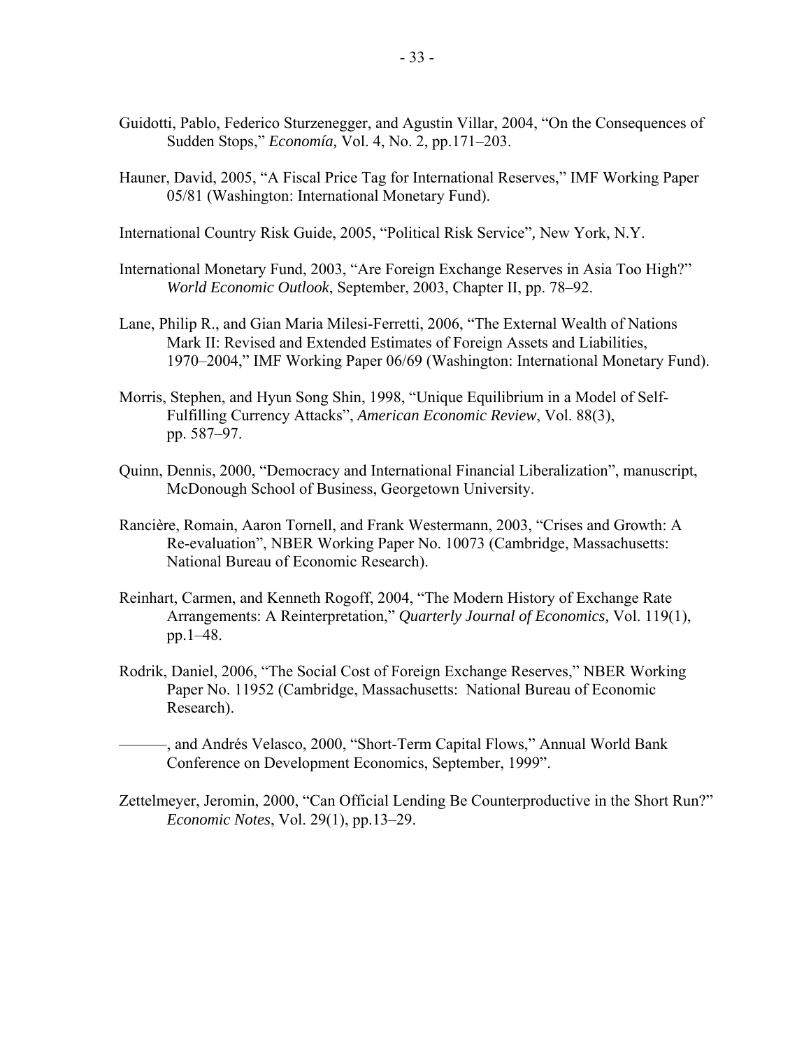Guidotti, Pablo, Federico Sturzenegger, and Agustin Villar, 2004, "On the Consequences of Sudden Stops," *Economía,* Vol. 4, No. 2, pp.171–203.

Hauner, David, 2005, "A Fiscal Price Tag for International Reserves," IMF Working Paper 05/81 (Washington: International Monetary Fund).

International Country Risk Guide, 2005, "Political Risk Service", New York, N.Y.

International Monetary Fund, 2003, "Are Foreign Exchange Reserves in Asia Too High?" *World Economic Outlook*, September, 2003, Chapter II, pp. 78–92.

Lane, Philip R., and Gian Maria Milesi-Ferretti, 2006, "The External Wealth of Nations Mark II: Revised and Extended Estimates of Foreign Assets and Liabilities, 1970–2004," IMF Working Paper 06/69 (Washington: International Monetary Fund).

Morris, Stephen, and Hyun Song Shin, 1998, "Unique Equilibrium in a Model of Self-Fulfilling Currency Attacks", *American Economic Review*, Vol. 88(3), pp. 587–97.

Quinn, Dennis, 2000, "Democracy and International Financial Liberalization", manuscript, McDonough School of Business, Georgetown University.

Rancière, Romain, Aaron Tornell, and Frank Westermann, 2003, "Crises and Growth: A Re-evaluation", NBER Working Paper No. 10073 (Cambridge, Massachusetts: National Bureau of Economic Research).

Reinhart, Carmen, and Kenneth Rogoff, 2004, "The Modern History of Exchange Rate Arrangements: A Reinterpretation," *Quarterly Journal of Economics,* Vol. 119(1), pp.1–48.

Rodrik, Daniel, 2006, "The Social Cost of Foreign Exchange Reserves," NBER Working Paper No. 11952 (Cambridge, Massachusetts: National Bureau of Economic Research).

———, and Andrés Velasco, 2000, "Short-Term Capital Flows," Annual World Bank Conference on Development Economics, September, 1999".

Zettelmeyer, Jeromin, 2000, "Can Official Lending Be Counterproductive in the Short Run?" *Economic Notes*, Vol. 29(1), pp.13–29.